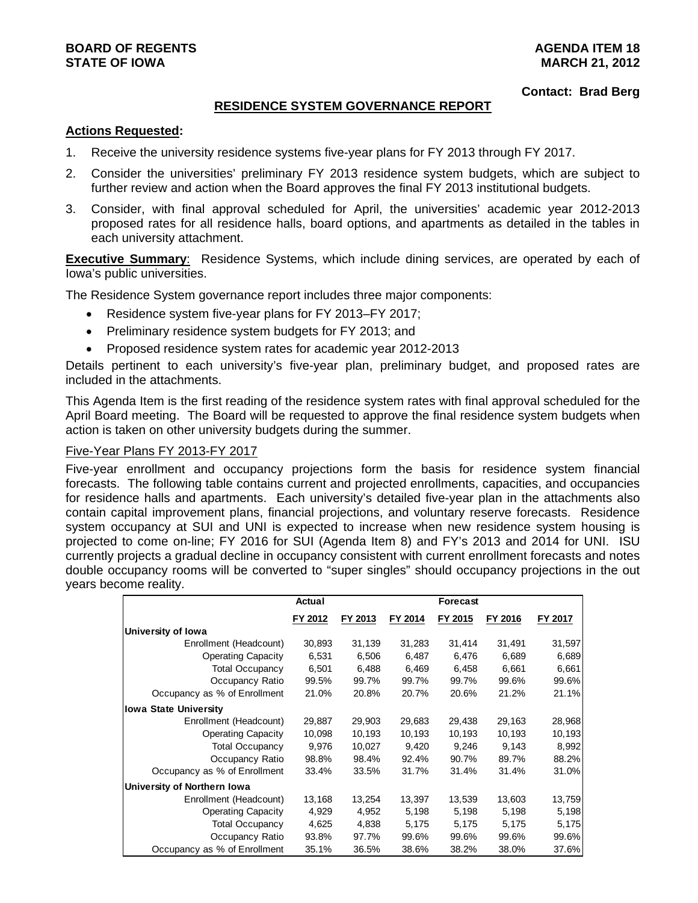**BOARD OF REGENTS**
**STATE OF IOWA**

**AGENDA ITEM 18**
**MARCH 21, 2012**

**Contact: Brad Berg**

## RESIDENCE SYSTEM GOVERNANCE REPORT

**Actions Requested:**

1. Receive the university residence systems five-year plans for FY 2013 through FY 2017.
2. Consider the universities' preliminary FY 2013 residence system budgets, which are subject to further review and action when the Board approves the final FY 2013 institutional budgets.
3. Consider, with final approval scheduled for April, the universities' academic year 2012-2013 proposed rates for all residence halls, board options, and apartments as detailed in the tables in each university attachment.

**Executive Summary**: Residence Systems, which include dining services, are operated by each of Iowa's public universities.

The Residence System governance report includes three major components:

- Residence system five-year plans for FY 2013–FY 2017;
- Preliminary residence system budgets for FY 2013; and
- Proposed residence system rates for academic year 2012-2013

Details pertinent to each university's five-year plan, preliminary budget, and proposed rates are included in the attachments.

This Agenda Item is the first reading of the residence system rates with final approval scheduled for the April Board meeting. The Board will be requested to approve the final residence system budgets when action is taken on other university budgets during the summer.

### Five-Year Plans FY 2013-FY 2017

Five-year enrollment and occupancy projections form the basis for residence system financial forecasts. The following table contains current and projected enrollments, capacities, and occupancies for residence halls and apartments. Each university's detailed five-year plan in the attachments also contain capital improvement plans, financial projections, and voluntary reserve forecasts. Residence system occupancy at SUI and UNI is expected to increase when new residence system housing is projected to come on-line; FY 2016 for SUI (Agenda Item 8) and FY's 2013 and 2014 for UNI. ISU currently projects a gradual decline in occupancy consistent with current enrollment forecasts and notes double occupancy rooms will be converted to "super singles" should occupancy projections in the out years become reality.

| | Actual | Forecast | | | | |
|---|---|---|---|---|---|---|
| | FY 2012 | FY 2013 | FY 2014 | FY 2015 | FY 2016 | FY 2017 |
| **University of Iowa** | | | | | | |
| Enrollment (Headcount) | 30,893 | 31,139 | 31,283 | 31,414 | 31,491 | 31,597 |
| Operating Capacity | 6,531 | 6,506 | 6,487 | 6,476 | 6,689 | 6,689 |
| Total Occupancy | 6,501 | 6,488 | 6,469 | 6,458 | 6,661 | 6,661 |
| Occupancy Ratio | 99.5% | 99.7% | 99.7% | 99.7% | 99.6% | 99.6% |
| Occupancy as % of Enrollment | 21.0% | 20.8% | 20.7% | 20.6% | 21.2% | 21.1% |
| **Iowa State University** | | | | | | |
| Enrollment (Headcount) | 29,887 | 29,903 | 29,683 | 29,438 | 29,163 | 28,968 |
| Operating Capacity | 10,098 | 10,193 | 10,193 | 10,193 | 10,193 | 10,193 |
| Total Occupancy | 9,976 | 10,027 | 9,420 | 9,246 | 9,143 | 8,992 |
| Occupancy Ratio | 98.8% | 98.4% | 92.4% | 90.7% | 89.7% | 88.2% |
| Occupancy as % of Enrollment | 33.4% | 33.5% | 31.7% | 31.4% | 31.4% | 31.0% |
| **University of Northern Iowa** | | | | | | |
| Enrollment (Headcount) | 13,168 | 13,254 | 13,397 | 13,539 | 13,603 | 13,759 |
| Operating Capacity | 4,929 | 4,952 | 5,198 | 5,198 | 5,198 | 5,198 |
| Total Occupancy | 4,625 | 4,838 | 5,175 | 5,175 | 5,175 | 5,175 |
| Occupancy Ratio | 93.8% | 97.7% | 99.6% | 99.6% | 99.6% | 99.6% |
| Occupancy as % of Enrollment | 35.1% | 36.5% | 38.6% | 38.2% | 38.0% | 37.6% |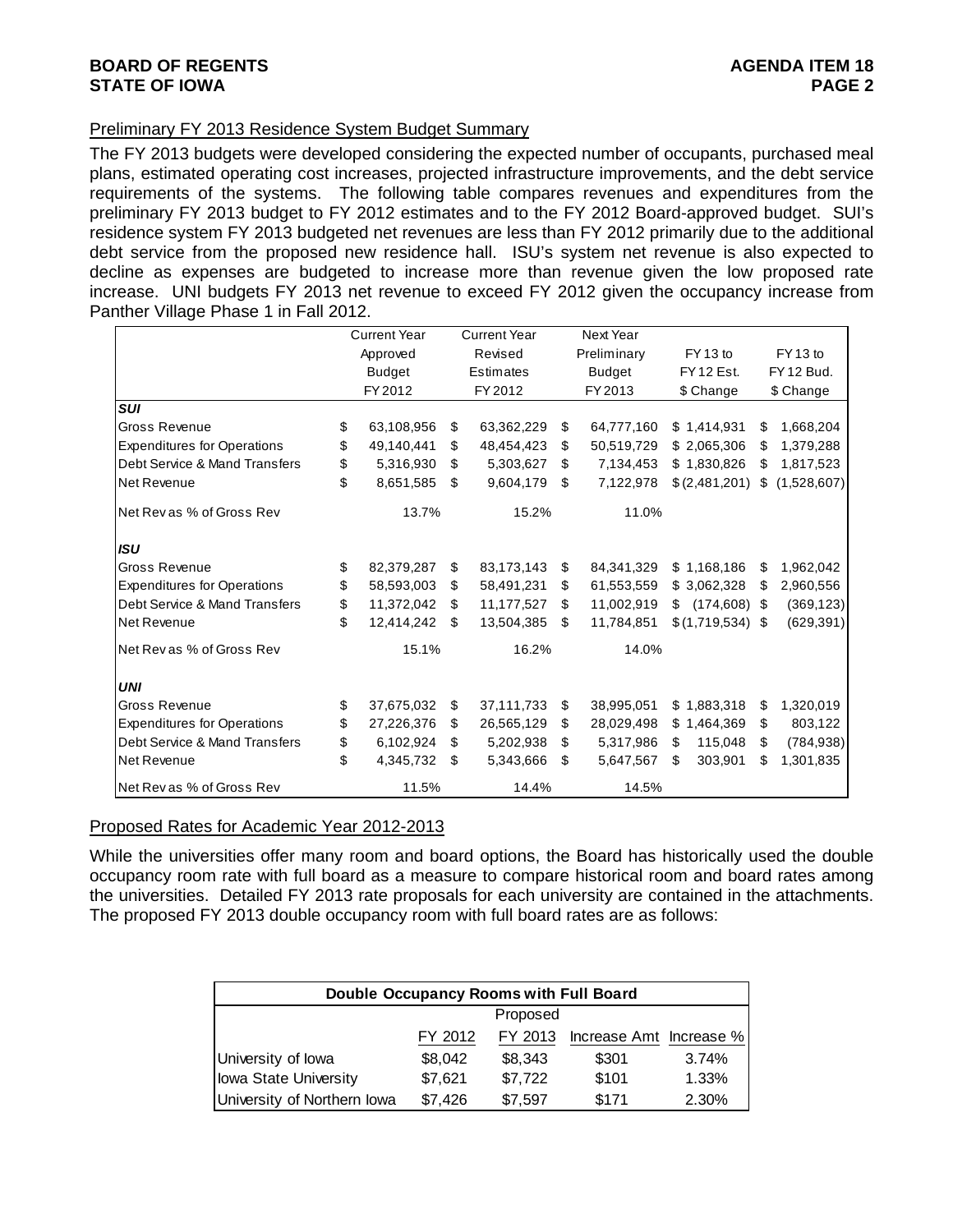## Preliminary FY 2013 Residence System Budget Summary

The FY 2013 budgets were developed considering the expected number of occupants, purchased meal plans, estimated operating cost increases, projected infrastructure improvements, and the debt service requirements of the systems. The following table compares revenues and expenditures from the preliminary FY 2013 budget to FY 2012 estimates and to the FY 2012 Board-approved budget. SUI's residence system FY 2013 budgeted net revenues are less than FY 2012 primarily due to the additional debt service from the proposed new residence hall. ISU's system net revenue is also expected to decline as expenses are budgeted to increase more than revenue given the low proposed rate increase. UNI budgets FY 2013 net revenue to exceed FY 2012 given the occupancy increase from Panther Village Phase 1 in Fall 2012.

| | Current Year Approved Budget FY 2012 | Current Year Revised Estimates FY 2012 | Next Year Preliminary Budget FY 2013 | FY 13 to FY 12 Est. $ Change | FY 13 to FY 12 Bud. $ Change |
|---|---|---|---|---|---|
| ***SUI*** | | | | | |
| Gross Revenue | $ 63,108,956 | $ 63,362,229 | $ 64,777,160 | $ 1,414,931 | $ 1,668,204 |
| Expenditures for Operations | $ 49,140,441 | $ 48,454,423 | $ 50,519,729 | $ 2,065,306 | $ 1,379,288 |
| Debt Service & Mand Transfers | $ 5,316,930 | $ 5,303,627 | $ 7,134,453 | $ 1,830,826 | $ 1,817,523 |
| Net Revenue | $ 8,651,585 | $ 9,604,179 | $ 7,122,978 | $ (2,481,201) | $ (1,528,607) |
| Net Rev as % of Gross Rev | 13.7% | 15.2% | 11.0% | | |
| ***ISU*** | | | | | |
| Gross Revenue | $ 82,379,287 | $ 83,173,143 | $ 84,341,329 | $ 1,168,186 | $ 1,962,042 |
| Expenditures for Operations | $ 58,593,003 | $ 58,491,231 | $ 61,553,559 | $ 3,062,328 | $ 2,960,556 |
| Debt Service & Mand Transfers | $ 11,372,042 | $ 11,177,527 | $ 11,002,919 | $ (174,608) | $ (369,123) |
| Net Revenue | $ 12,414,242 | $ 13,504,385 | $ 11,784,851 | $ (1,719,534) | $ (629,391) |
| Net Rev as % of Gross Rev | 15.1% | 16.2% | 14.0% | | |
| ***UNI*** | | | | | |
| Gross Revenue | $ 37,675,032 | $ 37,111,733 | $ 38,995,051 | $ 1,883,318 | $ 1,320,019 |
| Expenditures for Operations | $ 27,226,376 | $ 26,565,129 | $ 28,029,498 | $ 1,464,369 | $ 803,122 |
| Debt Service & Mand Transfers | $ 6,102,924 | $ 5,202,938 | $ 5,317,986 | $ 115,048 | $ (784,938) |
| Net Revenue | $ 4,345,732 | $ 5,343,666 | $ 5,647,567 | $ 303,901 | $ 1,301,835 |
| Net Rev as % of Gross Rev | 11.5% | 14.4% | 14.5% | | |

## Proposed Rates for Academic Year 2012-2013

While the universities offer many room and board options, the Board has historically used the double occupancy room rate with full board as a measure to compare historical room and board rates among the universities. Detailed FY 2013 rate proposals for each university are contained in the attachments. The proposed FY 2013 double occupancy room with full board rates are as follows:

| Double Occupancy Rooms with Full Board | | | | |
|---|---|---|---|---|
| | | Proposed | | |
| | FY 2012 | FY 2013 | Increase Amt | Increase % |
| University of Iowa | $8,042 | $8,343 | $301 | 3.74% |
| Iowa State University | $7,621 | $7,722 | $101 | 1.33% |
| University of Northern Iowa | $7,426 | $7,597 | $171 | 2.30% |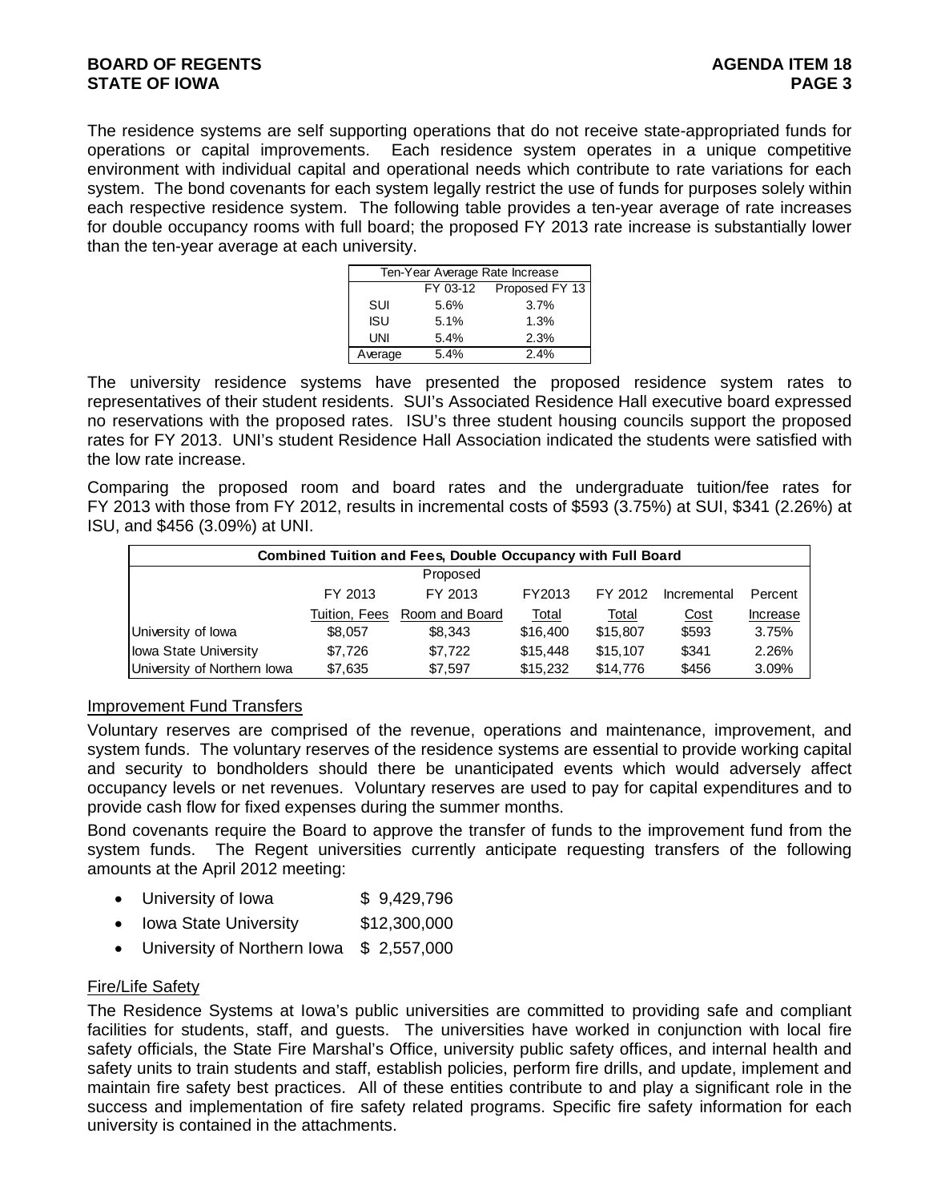The residence systems are self supporting operations that do not receive state-appropriated funds for operations or capital improvements. Each residence system operates in a unique competitive environment with individual capital and operational needs which contribute to rate variations for each system. The bond covenants for each system legally restrict the use of funds for purposes solely within each respective residence system. The following table provides a ten-year average of rate increases for double occupancy rooms with full board; the proposed FY 2013 rate increase is substantially lower than the ten-year average at each university.

| Ten-Year Average Rate Increase | | |
|---|---|---|
| | FY 03-12 | Proposed FY 13 |
| SUI | 5.6% | 3.7% |
| ISU | 5.1% | 1.3% |
| UNI | 5.4% | 2.3% |
| Average | 5.4% | 2.4% |

The university residence systems have presented the proposed residence system rates to representatives of their student residents. SUI's Associated Residence Hall executive board expressed no reservations with the proposed rates. ISU's three student housing councils support the proposed rates for FY 2013. UNI's student Residence Hall Association indicated the students were satisfied with the low rate increase.

Comparing the proposed room and board rates and the undergraduate tuition/fee rates for FY 2013 with those from FY 2012, results in incremental costs of $593 (3.75%) at SUI, $341 (2.26%) at ISU, and $456 (3.09%) at UNI.

| Combined Tuition and Fees, Double Occupancy with Full Board | | | | | | |
|---|---|---|---|---|---|---|
| | | Proposed | | | | |
| | FY 2013 | FY 2013 | FY2013 | FY 2012 | Incremental | Percent |
| | Tuition, Fees | Room and Board | Total | Total | Cost | Increase |
| University of Iowa | $8,057 | $8,343 | $16,400 | $15,807 | $593 | 3.75% |
| Iowa State University | $7,726 | $7,722 | $15,448 | $15,107 | $341 | 2.26% |
| University of Northern Iowa | $7,635 | $7,597 | $15,232 | $14,776 | $456 | 3.09% |

## Improvement Fund Transfers

Voluntary reserves are comprised of the revenue, operations and maintenance, improvement, and system funds. The voluntary reserves of the residence systems are essential to provide working capital and security to bondholders should there be unanticipated events which would adversely affect occupancy levels or net revenues. Voluntary reserves are used to pay for capital expenditures and to provide cash flow for fixed expenses during the summer months.

Bond covenants require the Board to approve the transfer of funds to the improvement fund from the system funds. The Regent universities currently anticipate requesting transfers of the following amounts at the April 2012 meeting:

- University of Iowa $ 9,429,796
- Iowa State University $12,300,000
- University of Northern Iowa $ 2,557,000

## Fire/Life Safety

The Residence Systems at Iowa's public universities are committed to providing safe and compliant facilities for students, staff, and guests. The universities have worked in conjunction with local fire safety officials, the State Fire Marshal's Office, university public safety offices, and internal health and safety units to train students and staff, establish policies, perform fire drills, and update, implement and maintain fire safety best practices. All of these entities contribute to and play a significant role in the success and implementation of fire safety related programs. Specific fire safety information for each university is contained in the attachments.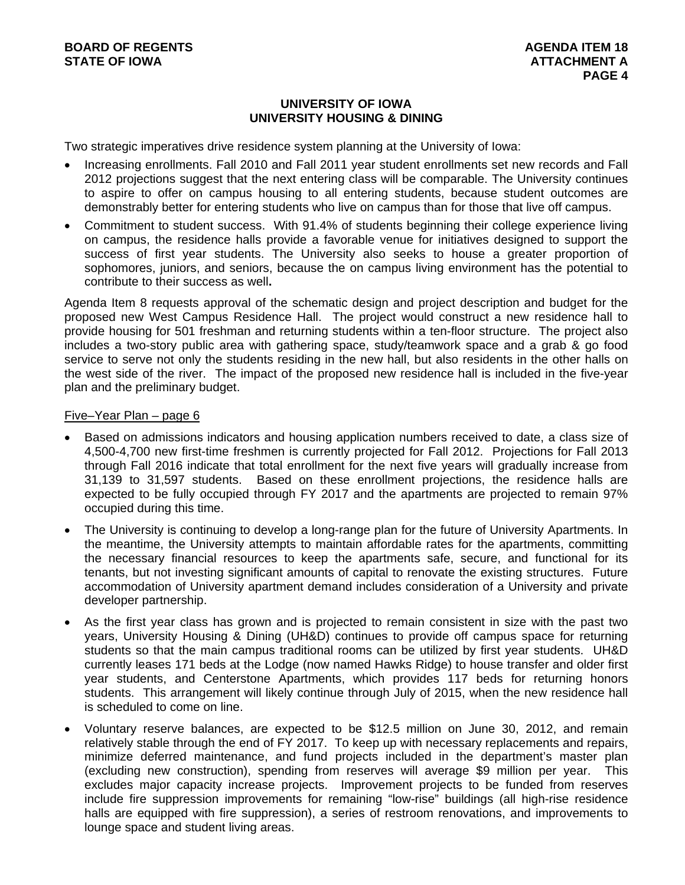## UNIVERSITY OF IOWA
## UNIVERSITY HOUSING & DINING

Two strategic imperatives drive residence system planning at the University of Iowa:

- Increasing enrollments. Fall 2010 and Fall 2011 year student enrollments set new records and Fall 2012 projections suggest that the next entering class will be comparable. The University continues to aspire to offer on campus housing to all entering students, because student outcomes are demonstrably better for entering students who live on campus than for those that live off campus.
- Commitment to student success. With 91.4% of students beginning their college experience living on campus, the residence halls provide a favorable venue for initiatives designed to support the success of first year students. The University also seeks to house a greater proportion of sophomores, juniors, and seniors, because the on campus living environment has the potential to contribute to their success as well**.**

Agenda Item 8 requests approval of the schematic design and project description and budget for the proposed new West Campus Residence Hall. The project would construct a new residence hall to provide housing for 501 freshman and returning students within a ten-floor structure. The project also includes a two-story public area with gathering space, study/teamwork space and a grab & go food service to serve not only the students residing in the new hall, but also residents in the other halls on the west side of the river. The impact of the proposed new residence hall is included in the five-year plan and the preliminary budget.

<u>Five–Year Plan – page 6</u>

- Based on admissions indicators and housing application numbers received to date, a class size of 4,500-4,700 new first-time freshmen is currently projected for Fall 2012. Projections for Fall 2013 through Fall 2016 indicate that total enrollment for the next five years will gradually increase from 31,139 to 31,597 students. Based on these enrollment projections, the residence halls are expected to be fully occupied through FY 2017 and the apartments are projected to remain 97% occupied during this time.
- The University is continuing to develop a long-range plan for the future of University Apartments. In the meantime, the University attempts to maintain affordable rates for the apartments, committing the necessary financial resources to keep the apartments safe, secure, and functional for its tenants, but not investing significant amounts of capital to renovate the existing structures. Future accommodation of University apartment demand includes consideration of a University and private developer partnership.
- As the first year class has grown and is projected to remain consistent in size with the past two years, University Housing & Dining (UH&D) continues to provide off campus space for returning students so that the main campus traditional rooms can be utilized by first year students. UH&D currently leases 171 beds at the Lodge (now named Hawks Ridge) to house transfer and older first year students, and Centerstone Apartments, which provides 117 beds for returning honors students. This arrangement will likely continue through July of 2015, when the new residence hall is scheduled to come on line.
- Voluntary reserve balances, are expected to be $12.5 million on June 30, 2012, and remain relatively stable through the end of FY 2017. To keep up with necessary replacements and repairs, minimize deferred maintenance, and fund projects included in the department's master plan (excluding new construction), spending from reserves will average $9 million per year. This excludes major capacity increase projects. Improvement projects to be funded from reserves include fire suppression improvements for remaining "low-rise" buildings (all high-rise residence halls are equipped with fire suppression), a series of restroom renovations, and improvements to lounge space and student living areas.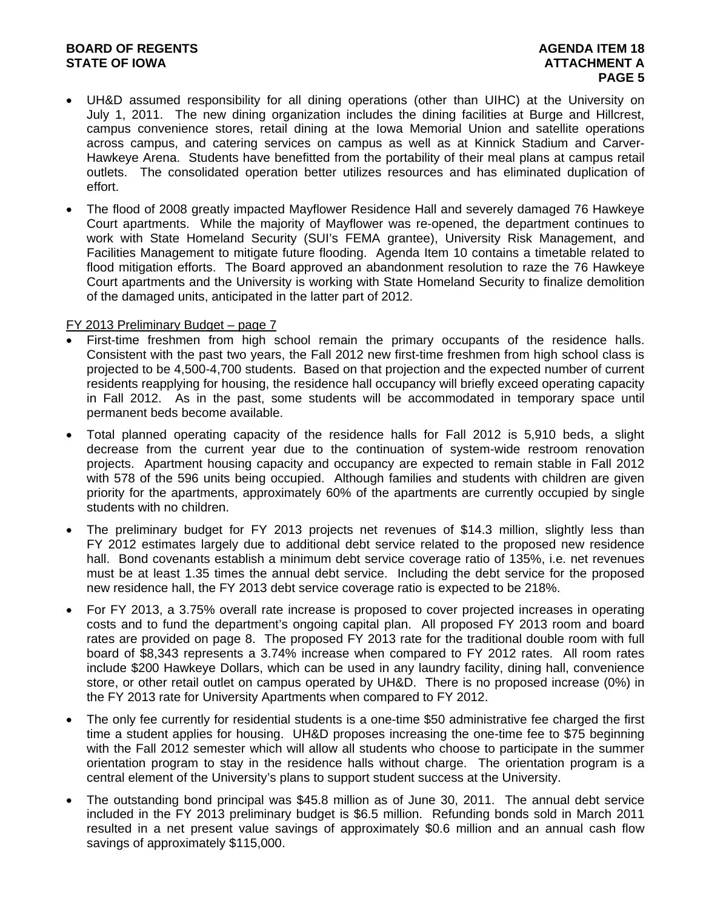- UH&D assumed responsibility for all dining operations (other than UIHC) at the University on July 1, 2011. The new dining organization includes the dining facilities at Burge and Hillcrest, campus convenience stores, retail dining at the Iowa Memorial Union and satellite operations across campus, and catering services on campus as well as at Kinnick Stadium and Carver-Hawkeye Arena. Students have benefitted from the portability of their meal plans at campus retail outlets. The consolidated operation better utilizes resources and has eliminated duplication of effort.
- The flood of 2008 greatly impacted Mayflower Residence Hall and severely damaged 76 Hawkeye Court apartments. While the majority of Mayflower was re-opened, the department continues to work with State Homeland Security (SUI's FEMA grantee), University Risk Management, and Facilities Management to mitigate future flooding. Agenda Item 10 contains a timetable related to flood mitigation efforts. The Board approved an abandonment resolution to raze the 76 Hawkeye Court apartments and the University is working with State Homeland Security to finalize demolition of the damaged units, anticipated in the latter part of 2012.

<u>FY 2013 Preliminary Budget – page 7</u>

- First-time freshmen from high school remain the primary occupants of the residence halls. Consistent with the past two years, the Fall 2012 new first-time freshmen from high school class is projected to be 4,500-4,700 students. Based on that projection and the expected number of current residents reapplying for housing, the residence hall occupancy will briefly exceed operating capacity in Fall 2012. As in the past, some students will be accommodated in temporary space until permanent beds become available.
- Total planned operating capacity of the residence halls for Fall 2012 is 5,910 beds, a slight decrease from the current year due to the continuation of system-wide restroom renovation projects. Apartment housing capacity and occupancy are expected to remain stable in Fall 2012 with 578 of the 596 units being occupied. Although families and students with children are given priority for the apartments, approximately 60% of the apartments are currently occupied by single students with no children.
- The preliminary budget for FY 2013 projects net revenues of $14.3 million, slightly less than FY 2012 estimates largely due to additional debt service related to the proposed new residence hall. Bond covenants establish a minimum debt service coverage ratio of 135%, i.e. net revenues must be at least 1.35 times the annual debt service. Including the debt service for the proposed new residence hall, the FY 2013 debt service coverage ratio is expected to be 218%.
- For FY 2013, a 3.75% overall rate increase is proposed to cover projected increases in operating costs and to fund the department's ongoing capital plan. All proposed FY 2013 room and board rates are provided on page 8. The proposed FY 2013 rate for the traditional double room with full board of $8,343 represents a 3.74% increase when compared to FY 2012 rates. All room rates include $200 Hawkeye Dollars, which can be used in any laundry facility, dining hall, convenience store, or other retail outlet on campus operated by UH&D. There is no proposed increase (0%) in the FY 2013 rate for University Apartments when compared to FY 2012.
- The only fee currently for residential students is a one-time $50 administrative fee charged the first time a student applies for housing. UH&D proposes increasing the one-time fee to $75 beginning with the Fall 2012 semester which will allow all students who choose to participate in the summer orientation program to stay in the residence halls without charge. The orientation program is a central element of the University's plans to support student success at the University.
- The outstanding bond principal was $45.8 million as of June 30, 2011. The annual debt service included in the FY 2013 preliminary budget is $6.5 million. Refunding bonds sold in March 2011 resulted in a net present value savings of approximately $0.6 million and an annual cash flow savings of approximately $115,000.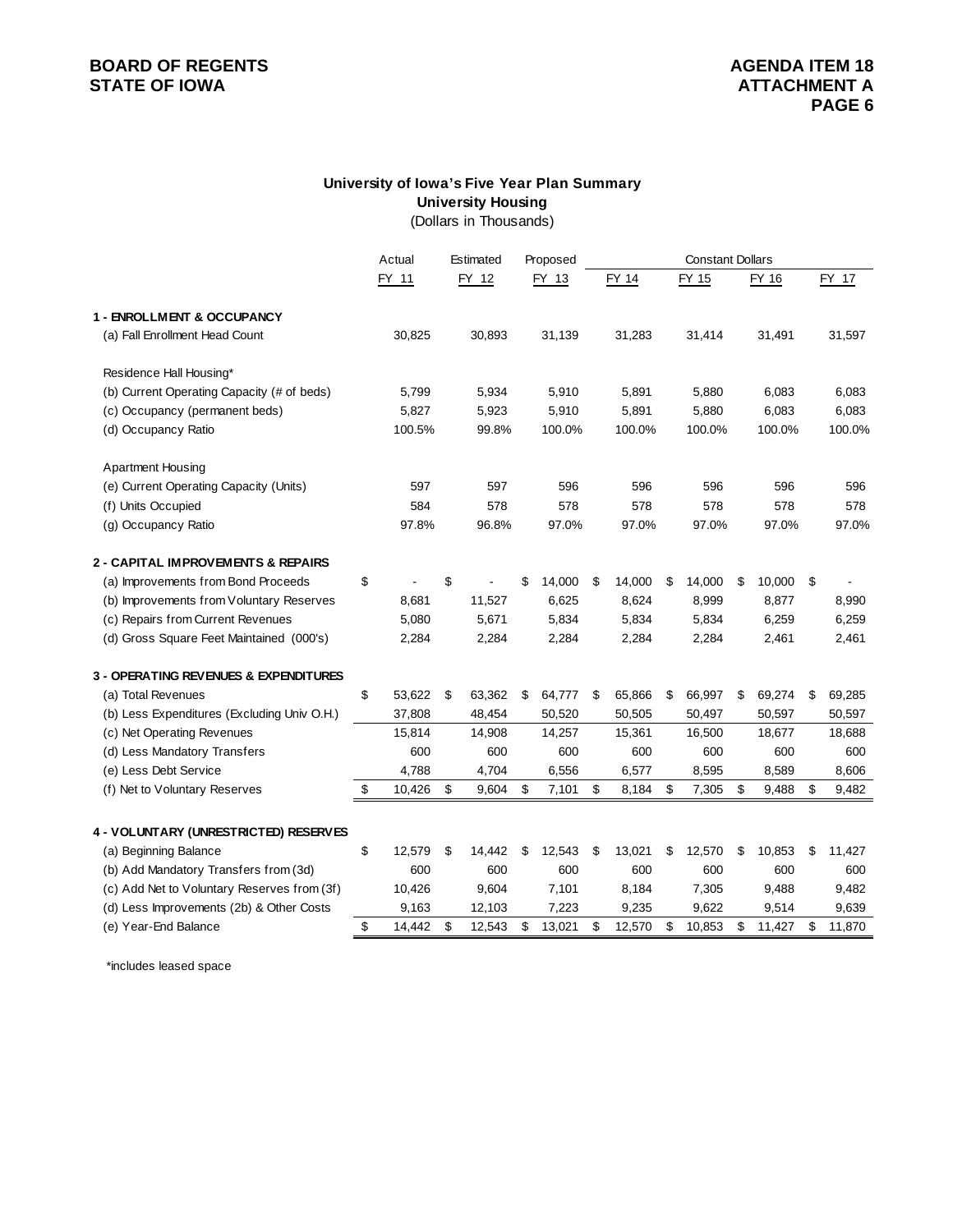**BOARD OF REGENTS**
**STATE OF IOWA**

**AGENDA ITEM 18**
**ATTACHMENT A**
**PAGE 6**

### University of Iowa's Five Year Plan Summary
### University Housing
(Dollars in Thousands)

| | Actual | Estimated | Proposed | Constant Dollars | | | |
|---|---|---|---|---|---|---|---|
| | FY 11 | FY 12 | FY 13 | FY 14 | FY 15 | FY 16 | FY 17 |
| **1 - ENROLLMENT & OCCUPANCY** | | | | | | | |
| (a) Fall Enrollment Head Count | 30,825 | 30,893 | 31,139 | 31,283 | 31,414 | 31,491 | 31,597 |
| Residence Hall Housing* | | | | | | | |
| (b) Current Operating Capacity (# of beds) | 5,799 | 5,934 | 5,910 | 5,891 | 5,880 | 6,083 | 6,083 |
| (c) Occupancy (permanent beds) | 5,827 | 5,923 | 5,910 | 5,891 | 5,880 | 6,083 | 6,083 |
| (d) Occupancy Ratio | 100.5% | 99.8% | 100.0% | 100.0% | 100.0% | 100.0% | 100.0% |
| Apartment Housing | | | | | | | |
| (e) Current Operating Capacity (Units) | 597 | 597 | 596 | 596 | 596 | 596 | 596 |
| (f) Units Occupied | 584 | 578 | 578 | 578 | 578 | 578 | 578 |
| (g) Occupancy Ratio | 97.8% | 96.8% | 97.0% | 97.0% | 97.0% | 97.0% | 97.0% |
| **2 - CAPITAL IMPROVEMENTS & REPAIRS** | | | | | | | |
| (a) Improvements from Bond Proceeds | $ - | $ - | $ 14,000 | $ 14,000 | $ 14,000 | $ 10,000 | $ - |
| (b) Improvements from Voluntary Reserves | 8,681 | 11,527 | 6,625 | 8,624 | 8,999 | 8,877 | 8,990 |
| (c) Repairs from Current Revenues | 5,080 | 5,671 | 5,834 | 5,834 | 5,834 | 6,259 | 6,259 |
| (d) Gross Square Feet Maintained (000's) | 2,284 | 2,284 | 2,284 | 2,284 | 2,284 | 2,461 | 2,461 |
| **3 - OPERATING REVENUES & EXPENDITURES** | | | | | | | |
| (a) Total Revenues | $ 53,622 | $ 63,362 | $ 64,777 | $ 65,866 | $ 66,997 | $ 69,274 | $ 69,285 |
| (b) Less Expenditures (Excluding Univ O.H.) | 37,808 | 48,454 | 50,520 | 50,505 | 50,497 | 50,597 | 50,597 |
| (c) Net Operating Revenues | 15,814 | 14,908 | 14,257 | 15,361 | 16,500 | 18,677 | 18,688 |
| (d) Less Mandatory Transfers | 600 | 600 | 600 | 600 | 600 | 600 | 600 |
| (e) Less Debt Service | 4,788 | 4,704 | 6,556 | 6,577 | 8,595 | 8,589 | 8,606 |
| (f) Net to Voluntary Reserves | $ 10,426 | $ 9,604 | $ 7,101 | $ 8,184 | $ 7,305 | $ 9,488 | $ 9,482 |
| **4 - VOLUNTARY (UNRESTRICTED) RESERVES** | | | | | | | |
| (a) Beginning Balance | $ 12,579 | $ 14,442 | $ 12,543 | $ 13,021 | $ 12,570 | $ 10,853 | $ 11,427 |
| (b) Add Mandatory Transfers from (3d) | 600 | 600 | 600 | 600 | 600 | 600 | 600 |
| (c) Add Net to Voluntary Reserves from (3f) | 10,426 | 9,604 | 7,101 | 8,184 | 7,305 | 9,488 | 9,482 |
| (d) Less Improvements (2b) & Other Costs | 9,163 | 12,103 | 7,223 | 9,235 | 9,622 | 9,514 | 9,639 |
| (e) Year-End Balance | $ 14,442 | $ 12,543 | $ 13,021 | $ 12,570 | $ 10,853 | $ 11,427 | $ 11,870 |

*includes leased space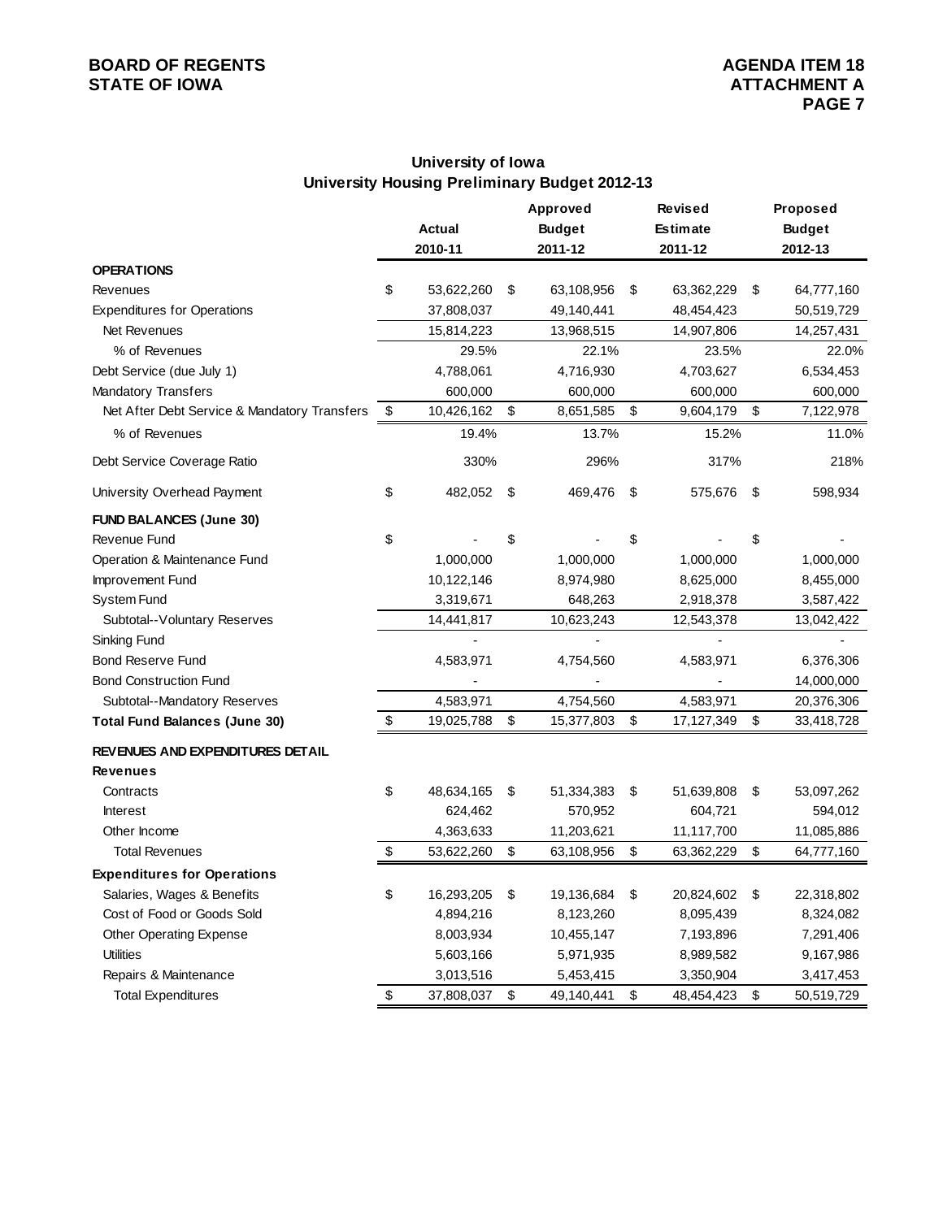# University of Iowa
## University Housing Preliminary Budget 2012-13

| | Actual 2010-11 | Approved Budget 2011-12 | Revised Estimate 2011-12 | Proposed Budget 2012-13 |
|---|---|---|---|---|
| **OPERATIONS** | | | | |
| Revenues | $ 53,622,260 | $ 63,108,956 | $ 63,362,229 | $ 64,777,160 |
| Expenditures for Operations | 37,808,037 | 49,140,441 | 48,454,423 | 50,519,729 |
| Net Revenues | 15,814,223 | 13,968,515 | 14,907,806 | 14,257,431 |
| % of Revenues | 29.5% | 22.1% | 23.5% | 22.0% |
| Debt Service (due July 1) | 4,788,061 | 4,716,930 | 4,703,627 | 6,534,453 |
| Mandatory Transfers | 600,000 | 600,000 | 600,000 | 600,000 |
| Net After Debt Service & Mandatory Transfers | $ 10,426,162 | $ 8,651,585 | $ 9,604,179 | $ 7,122,978 |
| % of Revenues | 19.4% | 13.7% | 15.2% | 11.0% |
| Debt Service Coverage Ratio | 330% | 296% | 317% | 218% |
| University Overhead Payment | $ 482,052 | $ 469,476 | $ 575,676 | $ 598,934 |
| **FUND BALANCES (June 30)** | | | | |
| Revenue Fund | $ - | $ - | $ - | $ - |
| Operation & Maintenance Fund | 1,000,000 | 1,000,000 | 1,000,000 | 1,000,000 |
| Improvement Fund | 10,122,146 | 8,974,980 | 8,625,000 | 8,455,000 |
| System Fund | 3,319,671 | 648,263 | 2,918,378 | 3,587,422 |
| Subtotal--Voluntary Reserves | 14,441,817 | 10,623,243 | 12,543,378 | 13,042,422 |
| Sinking Fund | - | - | - | - |
| Bond Reserve Fund | 4,583,971 | 4,754,560 | 4,583,971 | 6,376,306 |
| Bond Construction Fund | - | - | - | 14,000,000 |
| Subtotal--Mandatory Reserves | 4,583,971 | 4,754,560 | 4,583,971 | 20,376,306 |
| **Total Fund Balances (June 30)** | $ 19,025,788 | $ 15,377,803 | $ 17,127,349 | $ 33,418,728 |
| **REVENUES AND EXPENDITURES DETAIL** | | | | |
| **Revenues** | | | | |
| Contracts | $ 48,634,165 | $ 51,334,383 | $ 51,639,808 | $ 53,097,262 |
| Interest | 624,462 | 570,952 | 604,721 | 594,012 |
| Other Income | 4,363,633 | 11,203,621 | 11,117,700 | 11,085,886 |
| Total Revenues | $ 53,622,260 | $ 63,108,956 | $ 63,362,229 | $ 64,777,160 |
| **Expenditures for Operations** | | | | |
| Salaries, Wages & Benefits | $ 16,293,205 | $ 19,136,684 | $ 20,824,602 | $ 22,318,802 |
| Cost of Food or Goods Sold | 4,894,216 | 8,123,260 | 8,095,439 | 8,324,082 |
| Other Operating Expense | 8,003,934 | 10,455,147 | 7,193,896 | 7,291,406 |
| Utilities | 5,603,166 | 5,971,935 | 8,989,582 | 9,167,986 |
| Repairs & Maintenance | 3,013,516 | 5,453,415 | 3,350,904 | 3,417,453 |
| Total Expenditures | $ 37,808,037 | $ 49,140,441 | $ 48,454,423 | $ 50,519,729 |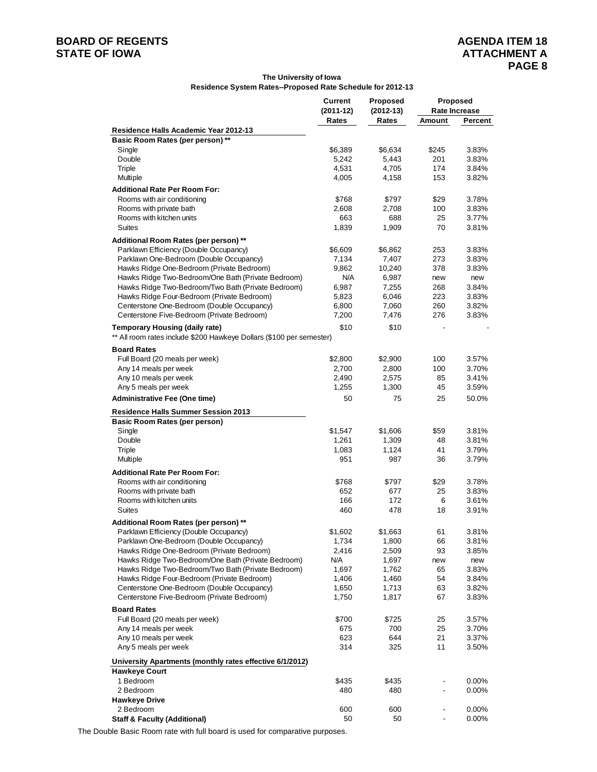**The University of Iowa**
**Residence System Rates--Proposed Rate Schedule for 2012-13**

| | Current (2011-12) Rates | Proposed (2012-13) Rates | Proposed Rate Increase | |
|---|---|---|---|---|
| | | | Amount | Percent |
| **Residence Halls Academic Year 2012-13** | | | | |
| **Basic Room Rates (per person) \*\*** | | | | |
| Single | $6,389 | $6,634 | $245 | 3.83% |
| Double | 5,242 | 5,443 | 201 | 3.83% |
| Triple | 4,531 | 4,705 | 174 | 3.84% |
| Multiple | 4,005 | 4,158 | 153 | 3.82% |
| **Additional Rate Per Room For:** | | | | |
| Rooms with air conditioning | $768 | $797 | $29 | 3.78% |
| Rooms with private bath | 2,608 | 2,708 | 100 | 3.83% |
| Rooms with kitchen units | 663 | 688 | 25 | 3.77% |
| Suites | 1,839 | 1,909 | 70 | 3.81% |
| **Additional Room Rates (per person) \*\*** | | | | |
| Parklawn Efficiency (Double Occupancy) | $6,609 | $6,862 | 253 | 3.83% |
| Parklawn One-Bedroom (Double Occupancy) | 7,134 | 7,407 | 273 | 3.83% |
| Hawks Ridge One-Bedroom (Private Bedroom) | 9,862 | 10,240 | 378 | 3.83% |
| Hawks Ridge Two-Bedroom/One Bath (Private Bedroom) | N/A | 6,987 | new | new |
| Hawks Ridge Two-Bedroom/Two Bath (Private Bedroom) | 6,987 | 7,255 | 268 | 3.84% |
| Hawks Ridge Four-Bedroom (Private Bedroom) | 5,823 | 6,046 | 223 | 3.83% |
| Centerstone One-Bedroom (Double Occupancy) | 6,800 | 7,060 | 260 | 3.82% |
| Centerstone Five-Bedroom (Private Bedroom) | 7,200 | 7,476 | 276 | 3.83% |
| **Temporary Housing (daily rate)** | $10 | $10 | - | - |
| \*\* All room rates include $200 Hawkeye Dollars ($100 per semester) | | | | |
| **Board Rates** | | | | |
| Full Board (20 meals per week) | $2,800 | $2,900 | 100 | 3.57% |
| Any 14 meals per week | 2,700 | 2,800 | 100 | 3.70% |
| Any 10 meals per week | 2,490 | 2,575 | 85 | 3.41% |
| Any 5 meals per week | 1,255 | 1,300 | 45 | 3.59% |
| **Administrative Fee (One time)** | 50 | 75 | 25 | 50.0% |
| **Residence Halls Summer Session 2013** | | | | |
| **Basic Room Rates (per person)** | | | | |
| Single | $1,547 | $1,606 | $59 | 3.81% |
| Double | 1,261 | 1,309 | 48 | 3.81% |
| Triple | 1,083 | 1,124 | 41 | 3.79% |
| Multiple | 951 | 987 | 36 | 3.79% |
| **Additional Rate Per Room For:** | | | | |
| Rooms with air conditioning | $768 | $797 | $29 | 3.78% |
| Rooms with private bath | 652 | 677 | 25 | 3.83% |
| Rooms with kitchen units | 166 | 172 | 6 | 3.61% |
| Suites | 460 | 478 | 18 | 3.91% |
| **Additional Room Rates (per person) \*\*** | | | | |
| Parklawn Efficiency (Double Occupancy) | $1,602 | $1,663 | 61 | 3.81% |
| Parklawn One-Bedroom (Double Occupancy) | 1,734 | 1,800 | 66 | 3.81% |
| Hawks Ridge One-Bedroom (Private Bedroom) | 2,416 | 2,509 | 93 | 3.85% |
| Hawks Ridge Two-Bedroom/One Bath (Private Bedroom) | N/A | 1,697 | new | new |
| Hawks Ridge Two-Bedroom/Two Bath (Private Bedroom) | 1,697 | 1,762 | 65 | 3.83% |
| Hawks Ridge Four-Bedroom (Private Bedroom) | 1,406 | 1,460 | 54 | 3.84% |
| Centerstone One-Bedroom (Double Occupancy) | 1,650 | 1,713 | 63 | 3.82% |
| Centerstone Five-Bedroom (Private Bedroom) | 1,750 | 1,817 | 67 | 3.83% |
| **Board Rates** | | | | |
| Full Board (20 meals per week) | $700 | $725 | 25 | 3.57% |
| Any 14 meals per week | 675 | 700 | 25 | 3.70% |
| Any 10 meals per week | 623 | 644 | 21 | 3.37% |
| Any 5 meals per week | 314 | 325 | 11 | 3.50% |
| **University Apartments (monthly rates effective 6/1/2012)** | | | | |
| **Hawkeye Court** | | | | |
| 1 Bedroom | $435 | $435 | - | 0.00% |
| 2 Bedroom | 480 | 480 | - | 0.00% |
| **Hawkeye Drive** | | | | |
| 2 Bedroom | 600 | 600 | - | 0.00% |
| **Staff & Faculty (Additional)** | 50 | 50 | - | 0.00% |

The Double Basic Room rate with full board is used for comparative purposes.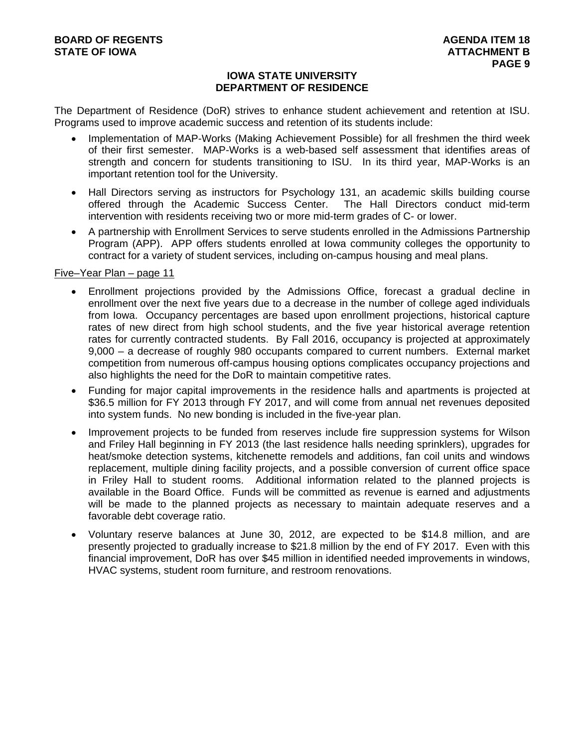# IOWA STATE UNIVERSITY
## DEPARTMENT OF RESIDENCE

The Department of Residence (DoR) strives to enhance student achievement and retention at ISU. Programs used to improve academic success and retention of its students include:

- Implementation of MAP-Works (Making Achievement Possible) for all freshmen the third week of their first semester. MAP-Works is a web-based self assessment that identifies areas of strength and concern for students transitioning to ISU. In its third year, MAP-Works is an important retention tool for the University.
- Hall Directors serving as instructors for Psychology 131, an academic skills building course offered through the Academic Success Center. The Hall Directors conduct mid-term intervention with residents receiving two or more mid-term grades of C- or lower.
- A partnership with Enrollment Services to serve students enrolled in the Admissions Partnership Program (APP). APP offers students enrolled at Iowa community colleges the opportunity to contract for a variety of student services, including on-campus housing and meal plans.

<u>Five–Year Plan – page 11</u>

- Enrollment projections provided by the Admissions Office, forecast a gradual decline in enrollment over the next five years due to a decrease in the number of college aged individuals from Iowa. Occupancy percentages are based upon enrollment projections, historical capture rates of new direct from high school students, and the five year historical average retention rates for currently contracted students. By Fall 2016, occupancy is projected at approximately 9,000 – a decrease of roughly 980 occupants compared to current numbers. External market competition from numerous off-campus housing options complicates occupancy projections and also highlights the need for the DoR to maintain competitive rates.
- Funding for major capital improvements in the residence halls and apartments is projected at $36.5 million for FY 2013 through FY 2017, and will come from annual net revenues deposited into system funds. No new bonding is included in the five-year plan.
- Improvement projects to be funded from reserves include fire suppression systems for Wilson and Friley Hall beginning in FY 2013 (the last residence halls needing sprinklers), upgrades for heat/smoke detection systems, kitchenette remodels and additions, fan coil units and windows replacement, multiple dining facility projects, and a possible conversion of current office space in Friley Hall to student rooms. Additional information related to the planned projects is available in the Board Office. Funds will be committed as revenue is earned and adjustments will be made to the planned projects as necessary to maintain adequate reserves and a favorable debt coverage ratio.
- Voluntary reserve balances at June 30, 2012, are expected to be $14.8 million, and are presently projected to gradually increase to $21.8 million by the end of FY 2017. Even with this financial improvement, DoR has over $45 million in identified needed improvements in windows, HVAC systems, student room furniture, and restroom renovations.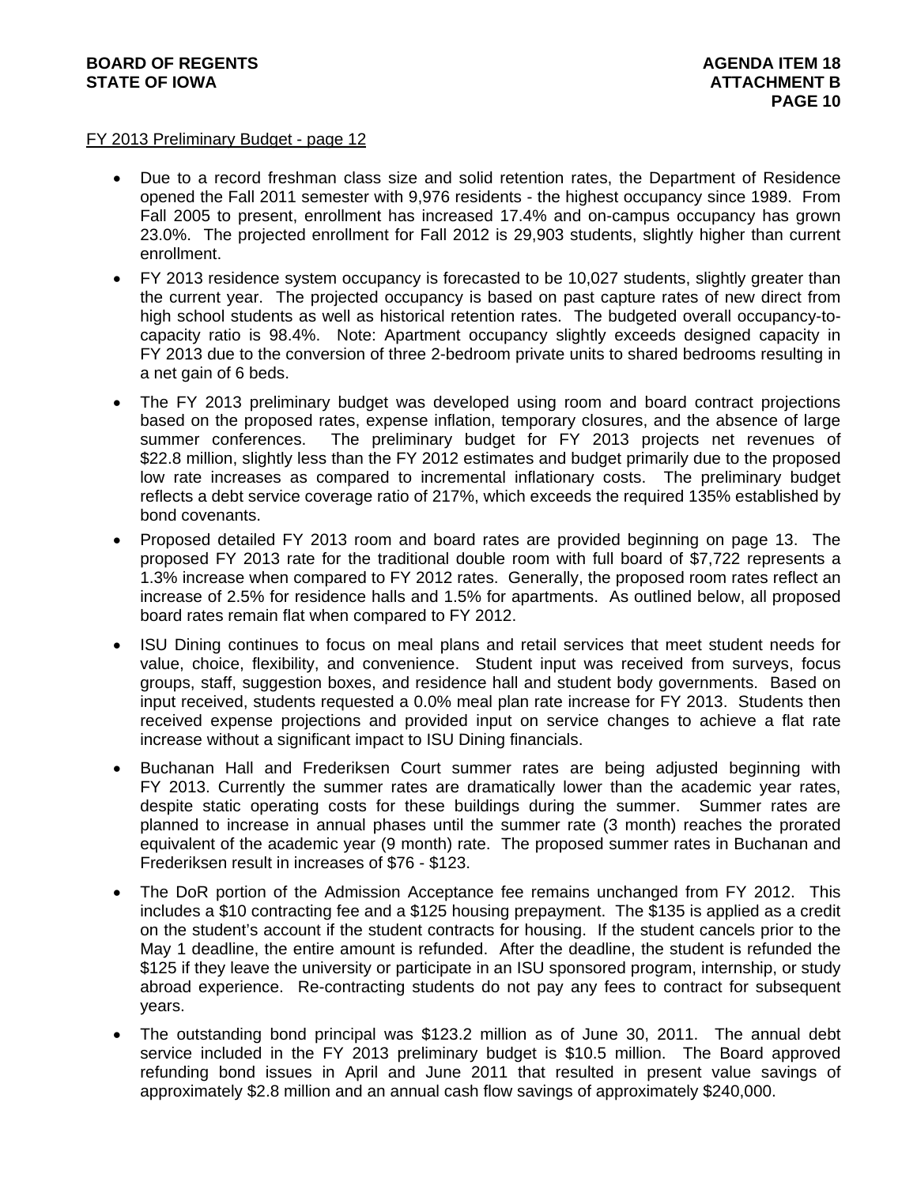FY 2013 Preliminary Budget - page 12

- Due to a record freshman class size and solid retention rates, the Department of Residence opened the Fall 2011 semester with 9,976 residents - the highest occupancy since 1989. From Fall 2005 to present, enrollment has increased 17.4% and on-campus occupancy has grown 23.0%. The projected enrollment for Fall 2012 is 29,903 students, slightly higher than current enrollment.
- FY 2013 residence system occupancy is forecasted to be 10,027 students, slightly greater than the current year. The projected occupancy is based on past capture rates of new direct from high school students as well as historical retention rates. The budgeted overall occupancy-to-capacity ratio is 98.4%. Note: Apartment occupancy slightly exceeds designed capacity in FY 2013 due to the conversion of three 2-bedroom private units to shared bedrooms resulting in a net gain of 6 beds.
- The FY 2013 preliminary budget was developed using room and board contract projections based on the proposed rates, expense inflation, temporary closures, and the absence of large summer conferences. The preliminary budget for FY 2013 projects net revenues of $22.8 million, slightly less than the FY 2012 estimates and budget primarily due to the proposed low rate increases as compared to incremental inflationary costs. The preliminary budget reflects a debt service coverage ratio of 217%, which exceeds the required 135% established by bond covenants.
- Proposed detailed FY 2013 room and board rates are provided beginning on page 13. The proposed FY 2013 rate for the traditional double room with full board of $7,722 represents a 1.3% increase when compared to FY 2012 rates. Generally, the proposed room rates reflect an increase of 2.5% for residence halls and 1.5% for apartments. As outlined below, all proposed board rates remain flat when compared to FY 2012.
- ISU Dining continues to focus on meal plans and retail services that meet student needs for value, choice, flexibility, and convenience. Student input was received from surveys, focus groups, staff, suggestion boxes, and residence hall and student body governments. Based on input received, students requested a 0.0% meal plan rate increase for FY 2013. Students then received expense projections and provided input on service changes to achieve a flat rate increase without a significant impact to ISU Dining financials.
- Buchanan Hall and Frederiksen Court summer rates are being adjusted beginning with FY 2013. Currently the summer rates are dramatically lower than the academic year rates, despite static operating costs for these buildings during the summer. Summer rates are planned to increase in annual phases until the summer rate (3 month) reaches the prorated equivalent of the academic year (9 month) rate. The proposed summer rates in Buchanan and Frederiksen result in increases of $76 - $123.
- The DoR portion of the Admission Acceptance fee remains unchanged from FY 2012. This includes a $10 contracting fee and a $125 housing prepayment. The $135 is applied as a credit on the student's account if the student contracts for housing. If the student cancels prior to the May 1 deadline, the entire amount is refunded. After the deadline, the student is refunded the $125 if they leave the university or participate in an ISU sponsored program, internship, or study abroad experience. Re-contracting students do not pay any fees to contract for subsequent years.
- The outstanding bond principal was $123.2 million as of June 30, 2011. The annual debt service included in the FY 2013 preliminary budget is $10.5 million. The Board approved refunding bond issues in April and June 2011 that resulted in present value savings of approximately $2.8 million and an annual cash flow savings of approximately $240,000.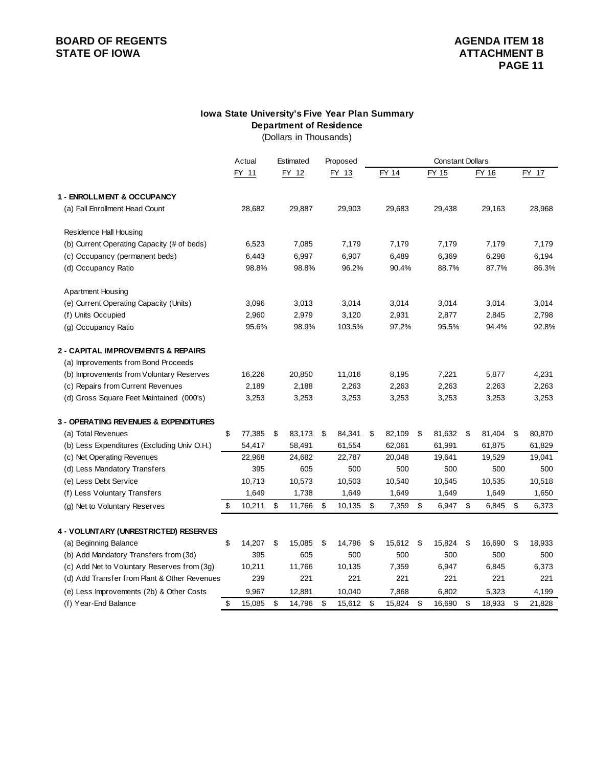**BOARD OF REGENTS**
**STATE OF IOWA**

**AGENDA ITEM 18**
**ATTACHMENT B**

### Iowa State University's Five Year Plan Summary
### Department of Residence
(Dollars in Thousands)

| | Actual | Estimated | Proposed | Constant Dollars | | | |
|---|---|---|---|---|---|---|---|
| | FY 11 | FY 12 | FY 13 | FY 14 | FY 15 | FY 16 | FY 17 |
| **1 - ENROLLMENT & OCCUPANCY** | | | | | | | |
| (a) Fall Enrollment Head Count | 28,682 | 29,887 | 29,903 | 29,683 | 29,438 | 29,163 | 28,968 |
| Residence Hall Housing | | | | | | | |
| (b) Current Operating Capacity (# of beds) | 6,523 | 7,085 | 7,179 | 7,179 | 7,179 | 7,179 | 7,179 |
| (c) Occupancy (permanent beds) | 6,443 | 6,997 | 6,907 | 6,489 | 6,369 | 6,298 | 6,194 |
| (d) Occupancy Ratio | 98.8% | 98.8% | 96.2% | 90.4% | 88.7% | 87.7% | 86.3% |
| Apartment Housing | | | | | | | |
| (e) Current Operating Capacity (Units) | 3,096 | 3,013 | 3,014 | 3,014 | 3,014 | 3,014 | 3,014 |
| (f) Units Occupied | 2,960 | 2,979 | 3,120 | 2,931 | 2,877 | 2,845 | 2,798 |
| (g) Occupancy Ratio | 95.6% | 98.9% | 103.5% | 97.2% | 95.5% | 94.4% | 92.8% |
| **2 - CAPITAL IMPROVEMENTS & REPAIRS** | | | | | | | |
| (a) Improvements from Bond Proceeds | | | | | | | |
| (b) Improvements from Voluntary Reserves | 16,226 | 20,850 | 11,016 | 8,195 | 7,221 | 5,877 | 4,231 |
| (c) Repairs from Current Revenues | 2,189 | 2,188 | 2,263 | 2,263 | 2,263 | 2,263 | 2,263 |
| (d) Gross Square Feet Maintained (000's) | 3,253 | 3,253 | 3,253 | 3,253 | 3,253 | 3,253 | 3,253 |
| **3 - OPERATING REVENUES & EXPENDITURES** | | | | | | | |
| (a) Total Revenues | $ 77,385 | $ 83,173 | $ 84,341 | $ 82,109 | $ 81,632 | $ 81,404 | $ 80,870 |
| (b) Less Expenditures (Excluding Univ O.H.) | 54,417 | 58,491 | 61,554 | 62,061 | 61,991 | 61,875 | 61,829 |
| (c) Net Operating Revenues | 22,968 | 24,682 | 22,787 | 20,048 | 19,641 | 19,529 | 19,041 |
| (d) Less Mandatory Transfers | 395 | 605 | 500 | 500 | 500 | 500 | 500 |
| (e) Less Debt Service | 10,713 | 10,573 | 10,503 | 10,540 | 10,545 | 10,535 | 10,518 |
| (f) Less Voluntary Transfers | 1,649 | 1,738 | 1,649 | 1,649 | 1,649 | 1,649 | 1,650 |
| (g) Net to Voluntary Reserves | $ 10,211 | $ 11,766 | $ 10,135 | $ 7,359 | $ 6,947 | $ 6,845 | $ 6,373 |
| **4 - VOLUNTARY (UNRESTRICTED) RESERVES** | | | | | | | |
| (a) Beginning Balance | $ 14,207 | $ 15,085 | $ 14,796 | $ 15,612 | $ 15,824 | $ 16,690 | $ 18,933 |
| (b) Add Mandatory Transfers from (3d) | 395 | 605 | 500 | 500 | 500 | 500 | 500 |
| (c) Add Net to Voluntary Reserves from (3g) | 10,211 | 11,766 | 10,135 | 7,359 | 6,947 | 6,845 | 6,373 |
| (d) Add Transfer from Plant & Other Revenues | 239 | 221 | 221 | 221 | 221 | 221 | 221 |
| (e) Less Improvements (2b) & Other Costs | 9,967 | 12,881 | 10,040 | 7,868 | 6,802 | 5,323 | 4,199 |
| (f) Year-End Balance | $ 15,085 | $ 14,796 | $ 15,612 | $ 15,824 | $ 16,690 | $ 18,933 | $ 21,828 |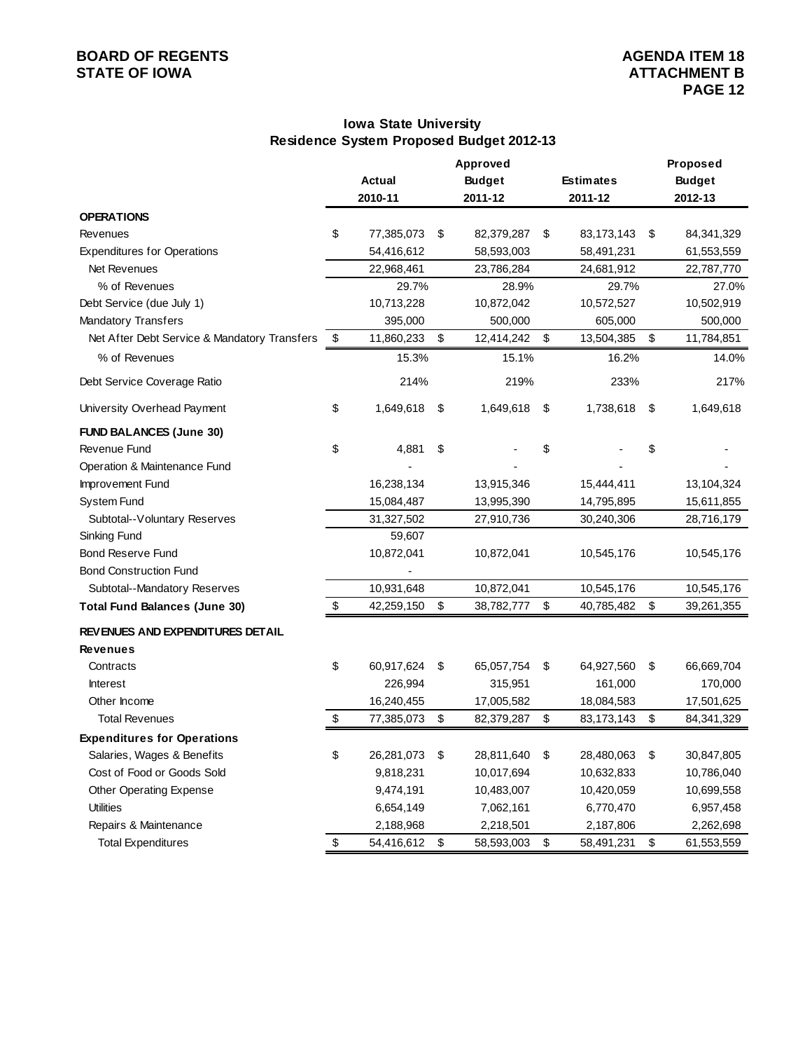**BOARD OF REGENTS**
**STATE OF IOWA**

**AGENDA ITEM 18**
**ATTACHMENT B**
**PAGE 12**

## Iowa State University
## Residence System Proposed Budget 2012-13

| | Actual 2010-11 | Approved Budget 2011-12 | Estimates 2011-12 | Proposed Budget 2012-13 |
|---|---|---|---|---|
| **OPERATIONS** | | | | |
| Revenues | $ 77,385,073 | $ 82,379,287 | $ 83,173,143 | $ 84,341,329 |
| Expenditures for Operations | 54,416,612 | 58,593,003 | 58,491,231 | 61,553,559 |
| Net Revenues | 22,968,461 | 23,786,284 | 24,681,912 | 22,787,770 |
| % of Revenues | 29.7% | 28.9% | 29.7% | 27.0% |
| Debt Service (due July 1) | 10,713,228 | 10,872,042 | 10,572,527 | 10,502,919 |
| Mandatory Transfers | 395,000 | 500,000 | 605,000 | 500,000 |
| Net After Debt Service & Mandatory Transfers | $ 11,860,233 | $ 12,414,242 | $ 13,504,385 | $ 11,784,851 |
| % of Revenues | 15.3% | 15.1% | 16.2% | 14.0% |
| Debt Service Coverage Ratio | 214% | 219% | 233% | 217% |
| University Overhead Payment | $ 1,649,618 | $ 1,649,618 | $ 1,738,618 | $ 1,649,618 |
| **FUND BALANCES (June 30)** | | | | |
| Revenue Fund | $ 4,881 | $ - | $ - | $ - |
| Operation & Maintenance Fund | - | - | - | - |
| Improvement Fund | 16,238,134 | 13,915,346 | 15,444,411 | 13,104,324 |
| System Fund | 15,084,487 | 13,995,390 | 14,795,895 | 15,611,855 |
| Subtotal--Voluntary Reserves | 31,327,502 | 27,910,736 | 30,240,306 | 28,716,179 |
| Sinking Fund | 59,607 | | | |
| Bond Reserve Fund | 10,872,041 | 10,872,041 | 10,545,176 | 10,545,176 |
| Bond Construction Fund | - | | | |
| Subtotal--Mandatory Reserves | 10,931,648 | 10,872,041 | 10,545,176 | 10,545,176 |
| **Total Fund Balances (June 30)** | $ 42,259,150 | $ 38,782,777 | $ 40,785,482 | $ 39,261,355 |
| **REVENUES AND EXPENDITURES DETAIL** | | | | |
| **Revenues** | | | | |
| Contracts | $ 60,917,624 | $ 65,057,754 | $ 64,927,560 | $ 66,669,704 |
| Interest | 226,994 | 315,951 | 161,000 | 170,000 |
| Other Income | 16,240,455 | 17,005,582 | 18,084,583 | 17,501,625 |
| Total Revenues | $ 77,385,073 | $ 82,379,287 | $ 83,173,143 | $ 84,341,329 |
| **Expenditures for Operations** | | | | |
| Salaries, Wages & Benefits | $ 26,281,073 | $ 28,811,640 | $ 28,480,063 | $ 30,847,805 |
| Cost of Food or Goods Sold | 9,818,231 | 10,017,694 | 10,632,833 | 10,786,040 |
| Other Operating Expense | 9,474,191 | 10,483,007 | 10,420,059 | 10,699,558 |
| Utilities | 6,654,149 | 7,062,161 | 6,770,470 | 6,957,458 |
| Repairs & Maintenance | 2,188,968 | 2,218,501 | 2,187,806 | 2,262,698 |
| Total Expenditures | $ 54,416,612 | $ 58,593,003 | $ 58,491,231 | $ 61,553,559 |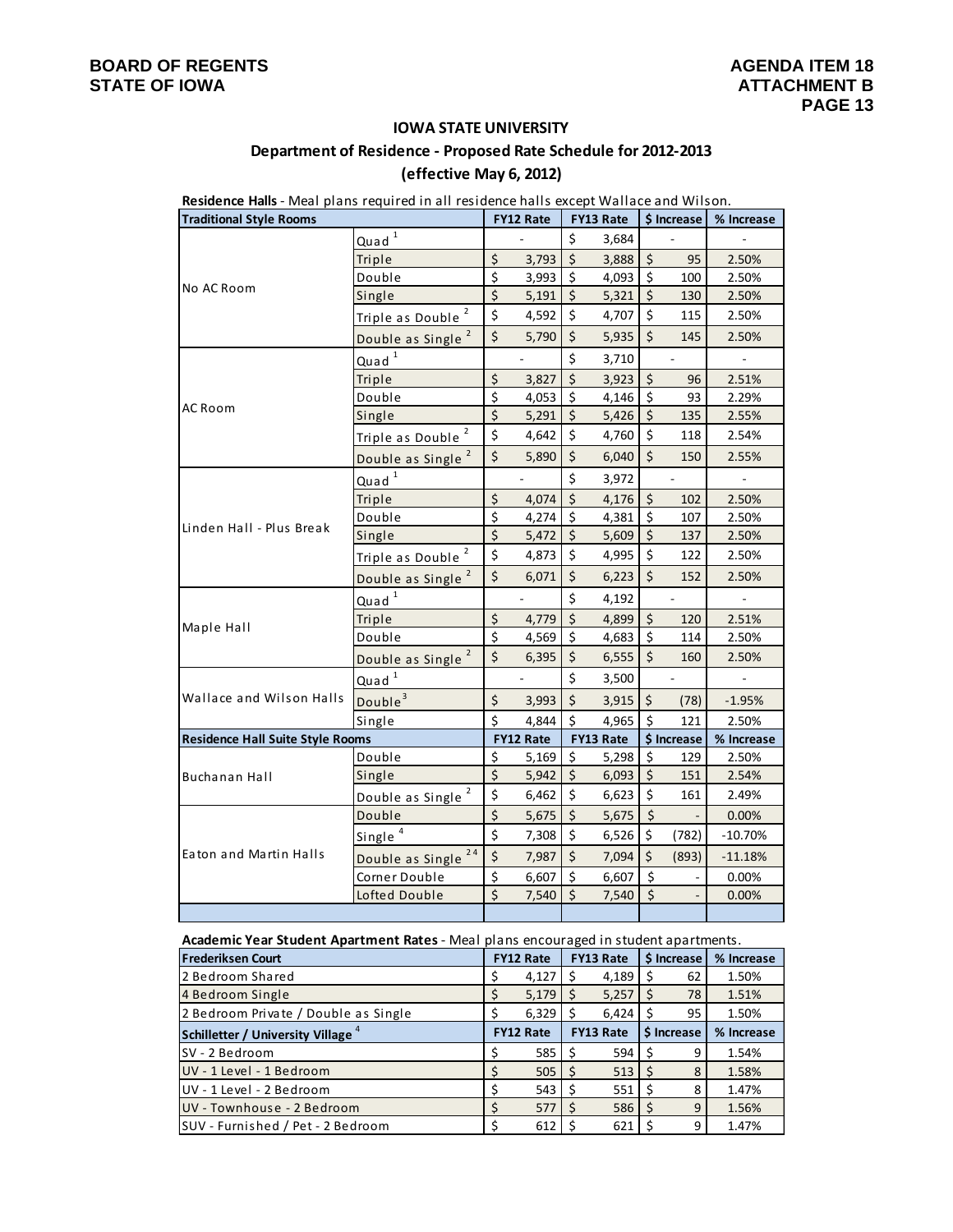**BOARD OF REGENTS**
**STATE OF IOWA**

**AGENDA ITEM 18**
**ATTACHMENT B**

## IOWA STATE UNIVERSITY

### Department of Residence - Proposed Rate Schedule for 2012-2013

### (effective May 6, 2012)

**Residence Halls** - Meal plans required in all residence halls except Wallace and Wilson.

| Traditional Style Rooms | | FY12 Rate | FY13 Rate | $ Increase | % Increase |
|---|---|---|---|---|---|
| No AC Room | Quad [1] | - | $ 3,684 | - | - |
| | Triple | $ 3,793 | $ 3,888 | $ 95 | 2.50% |
| | Double | $ 3,993 | $ 4,093 | $ 100 | 2.50% |
| | Single | $ 5,191 | $ 5,321 | $ 130 | 2.50% |
| | Triple as Double [2] | $ 4,592 | $ 4,707 | $ 115 | 2.50% |
| | Double as Single [2] | $ 5,790 | $ 5,935 | $ 145 | 2.50% |
| AC Room | Quad [1] | - | $ 3,710 | - | - |
| | Triple | $ 3,827 | $ 3,923 | $ 96 | 2.51% |
| | Double | $ 4,053 | $ 4,146 | $ 93 | 2.29% |
| | Single | $ 5,291 | $ 5,426 | $ 135 | 2.55% |
| | Triple as Double [2] | $ 4,642 | $ 4,760 | $ 118 | 2.54% |
| | Double as Single [2] | $ 5,890 | $ 6,040 | $ 150 | 2.55% |
| Linden Hall - Plus Break | Quad [1] | - | $ 3,972 | - | - |
| | Triple | $ 4,074 | $ 4,176 | $ 102 | 2.50% |
| | Double | $ 4,274 | $ 4,381 | $ 107 | 2.50% |
| | Single | $ 5,472 | $ 5,609 | $ 137 | 2.50% |
| | Triple as Double [2] | $ 4,873 | $ 4,995 | $ 122 | 2.50% |
| | Double as Single [2] | $ 6,071 | $ 6,223 | $ 152 | 2.50% |
| Maple Hall | Quad [1] | - | $ 4,192 | - | - |
| | Triple | $ 4,779 | $ 4,899 | $ 120 | 2.51% |
| | Double | $ 4,569 | $ 4,683 | $ 114 | 2.50% |
| | Double as Single [2] | $ 6,395 | $ 6,555 | $ 160 | 2.50% |
| Wallace and Wilson Halls | Quad [1] | - | $ 3,500 | - | - |
| | Double [3] | $ 3,993 | $ 3,915 | $ (78) | -1.95% |
| | Single | $ 4,844 | $ 4,965 | $ 121 | 2.50% |
| **Residence Hall Suite Style Rooms** | | **FY12 Rate** | **FY13 Rate** | **$ Increase** | **% Increase** |
| Buchanan Hall | Double | $ 5,169 | $ 5,298 | $ 129 | 2.50% |
| | Single | $ 5,942 | $ 6,093 | $ 151 | 2.54% |
| | Double as Single [2] | $ 6,462 | $ 6,623 | $ 161 | 2.49% |
| Eaton and Martin Halls | Double | $ 5,675 | $ 5,675 | $ - | 0.00% |
| | Single [4] | $ 7,308 | $ 6,526 | $ (782) | -10.70% |
| | Double as Single [2 4] | $ 7,987 | $ 7,094 | $ (893) | -11.18% |
| | Corner Double | $ 6,607 | $ 6,607 | $ - | 0.00% |
| | Lofted Double | $ 7,540 | $ 7,540 | $ - | 0.00% |

**Academic Year Student Apartment Rates** - Meal plans encouraged in student apartments.

| Frederiksen Court | FY12 Rate | FY13 Rate | $ Increase | % Increase |
|---|---|---|---|---|
| 2 Bedroom Shared | $ 4,127 | $ 4,189 | $ 62 | 1.50% |
| 4 Bedroom Single | $ 5,179 | $ 5,257 | $ 78 | 1.51% |
| 2 Bedroom Private / Double as Single | $ 6,329 | $ 6,424 | $ 95 | 1.50% |
| **Schilletter / University Village [4]** | **FY12 Rate** | **FY13 Rate** | **$ Increase** | **% Increase** |
| SV - 2 Bedroom | $ 585 | $ 594 | $ 9 | 1.54% |
| UV - 1 Level - 1 Bedroom | $ 505 | $ 513 | $ 8 | 1.58% |
| UV - 1 Level - 2 Bedroom | $ 543 | $ 551 | $ 8 | 1.47% |
| UV - Townhouse - 2 Bedroom | $ 577 | $ 586 | $ 9 | 1.56% |
| SUV - Furnished / Pet - 2 Bedroom | $ 612 | $ 621 | $ 9 | 1.47% |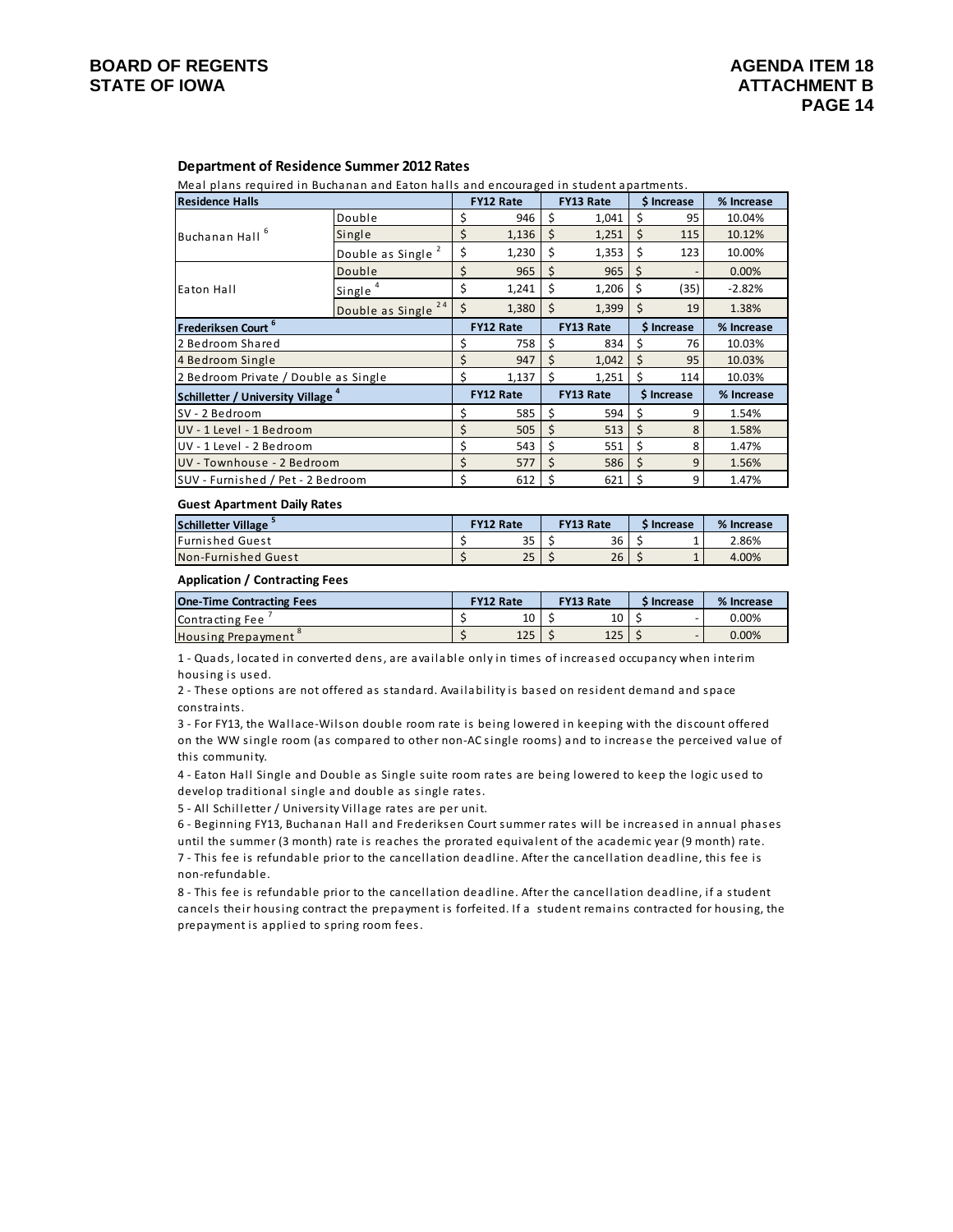**BOARD OF REGENTS**
**STATE OF IOWA**

**AGENDA ITEM 18**
**ATTACHMENT B**

### Department of Residence Summer 2012 Rates

Meal plans required in Buchanan and Eaton halls and encouraged in student apartments.

| Residence Halls | | FY12 Rate | FY13 Rate | $ Increase | % Increase |
|---|---|---|---|---|---|
| Buchanan Hall [6] | Double | $ 946 | $ 1,041 | $ 95 | 10.04% |
| | Single | $ 1,136 | $ 1,251 | $ 115 | 10.12% |
| | Double as Single [2] | $ 1,230 | $ 1,353 | $ 123 | 10.00% |
| Eaton Hall | Double | $ 965 | $ 965 | $ - | 0.00% |
| | Single [4] | $ 1,241 | $ 1,206 | $ (35) | -2.82% |
| | Double as Single [2 4] | $ 1,380 | $ 1,399 | $ 19 | 1.38% |
| **Frederiksen Court [6]** | | **FY12 Rate** | **FY13 Rate** | **$ Increase** | **% Increase** |
| 2 Bedroom Shared | | $ 758 | $ 834 | $ 76 | 10.03% |
| 4 Bedroom Single | | $ 947 | $ 1,042 | $ 95 | 10.03% |
| 2 Bedroom Private / Double as Single | | $ 1,137 | $ 1,251 | $ 114 | 10.03% |
| **Schilletter / University Village [4]** | | **FY12 Rate** | **FY13 Rate** | **$ Increase** | **% Increase** |
| SV - 2 Bedroom | | $ 585 | $ 594 | $ 9 | 1.54% |
| UV - 1 Level - 1 Bedroom | | $ 505 | $ 513 | $ 8 | 1.58% |
| UV - 1 Level - 2 Bedroom | | $ 543 | $ 551 | $ 8 | 1.47% |
| UV - Townhouse - 2 Bedroom | | $ 577 | $ 586 | $ 9 | 1.56% |
| SUV - Furnished / Pet - 2 Bedroom | | $ 612 | $ 621 | $ 9 | 1.47% |

**Guest Apartment Daily Rates**

| Schilletter Village [5] | FY12 Rate | FY13 Rate | $ Increase | % Increase |
|---|---|---|---|---|
| Furnished Guest | $ 35 | $ 36 | $ 1 | 2.86% |
| Non-Furnished Guest | $ 25 | $ 26 | $ 1 | 4.00% |

**Application / Contracting Fees**

| One-Time Contracting Fees | FY12 Rate | FY13 Rate | $ Increase | % Increase |
|---|---|---|---|---|
| Contracting Fee [7] | $ 10 | $ 10 | $ - | 0.00% |
| Housing Prepayment [8] | $ 125 | $ 125 | $ - | 0.00% |

1 - Quads, located in converted dens, are available only in times of increased occupancy when interim housing is used.

2 - These options are not offered as standard. Availability is based on resident demand and space constraints.

3 - For FY13, the Wallace-Wilson double room rate is being lowered in keeping with the discount offered on the WW single room (as compared to other non-AC single rooms) and to increase the perceived value of this community.

4 - Eaton Hall Single and Double as Single suite room rates are being lowered to keep the logic used to develop traditional single and double as single rates.

5 - All Schilletter / University Village rates are per unit.

6 - Beginning FY13, Buchanan Hall and Frederiksen Court summer rates will be increased in annual phases until the summer (3 month) rate is reaches the prorated equivalent of the academic year (9 month) rate.

7 - This fee is refundable prior to the cancellation deadline. After the cancellation deadline, this fee is non-refundable.

8 - This fee is refundable prior to the cancellation deadline. After the cancellation deadline, if a student cancels their housing contract the prepayment is forfeited. If a student remains contracted for housing, the prepayment is applied to spring room fees.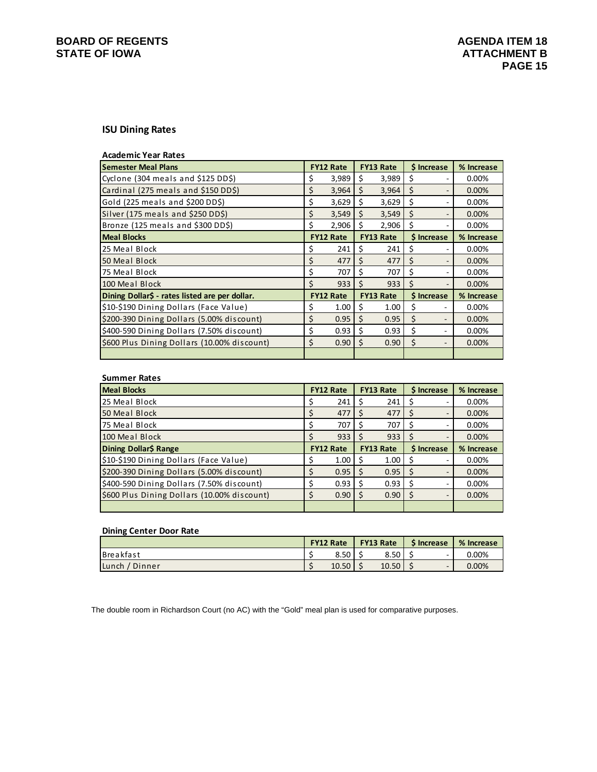## ISU Dining Rates

**Academic Year Rates**

| Semester Meal Plans | FY12 Rate | FY13 Rate | $ Increase | % Increase |
|---|---|---|---|---|
| Cyclone (304 meals and $125 DD$) | $ 3,989 | $ 3,989 | $ - | 0.00% |
| Cardinal (275 meals and $150 DD$) | $ 3,964 | $ 3,964 | $ - | 0.00% |
| Gold (225 meals and $200 DD$) | $ 3,629 | $ 3,629 | $ - | 0.00% |
| Silver (175 meals and $250 DD$) | $ 3,549 | $ 3,549 | $ - | 0.00% |
| Bronze (125 meals and $300 DD$) | $ 2,906 | $ 2,906 | $ - | 0.00% |
| **Meal Blocks** | **FY12 Rate** | **FY13 Rate** | **$ Increase** | **% Increase** |
| 25 Meal Block | $ 241 | $ 241 | $ - | 0.00% |
| 50 Meal Block | $ 477 | $ 477 | $ - | 0.00% |
| 75 Meal Block | $ 707 | $ 707 | $ - | 0.00% |
| 100 Meal Block | $ 933 | $ 933 | $ - | 0.00% |
| **Dining Dollar$ - rates listed are per dollar.** | **FY12 Rate** | **FY13 Rate** | **$ Increase** | **% Increase** |
| $10-$190 Dining Dollars (Face Value) | $ 1.00 | $ 1.00 | $ - | 0.00% |
| $200-390 Dining Dollars (5.00% discount) | $ 0.95 | $ 0.95 | $ - | 0.00% |
| $400-590 Dining Dollars (7.50% discount) | $ 0.93 | $ 0.93 | $ - | 0.00% |
| $600 Plus Dining Dollars (10.00% discount) | $ 0.90 | $ 0.90 | $ - | 0.00% |

**Summer Rates**

| Meal Blocks | FY12 Rate | FY13 Rate | $ Increase | % Increase |
|---|---|---|---|---|
| 25 Meal Block | $ 241 | $ 241 | $ - | 0.00% |
| 50 Meal Block | $ 477 | $ 477 | $ - | 0.00% |
| 75 Meal Block | $ 707 | $ 707 | $ - | 0.00% |
| 100 Meal Block | $ 933 | $ 933 | $ - | 0.00% |
| **Dining Dollar$ Range** | **FY12 Rate** | **FY13 Rate** | **$ Increase** | **% Increase** |
| $10-$190 Dining Dollars (Face Value) | $ 1.00 | $ 1.00 | $ - | 0.00% |
| $200-390 Dining Dollars (5.00% discount) | $ 0.95 | $ 0.95 | $ - | 0.00% |
| $400-590 Dining Dollars (7.50% discount) | $ 0.93 | $ 0.93 | $ - | 0.00% |
| $600 Plus Dining Dollars (10.00% discount) | $ 0.90 | $ 0.90 | $ - | 0.00% |

**Dining Center Door Rate**

| | FY12 Rate | FY13 Rate | $ Increase | % Increase |
|---|---|---|---|---|
| Breakfast | $ 8.50 | $ 8.50 | $ - | 0.00% |
| Lunch / Dinner | $ 10.50 | $ 10.50 | $ - | 0.00% |

The double room in Richardson Court (no AC) with the "Gold" meal plan is used for comparative purposes.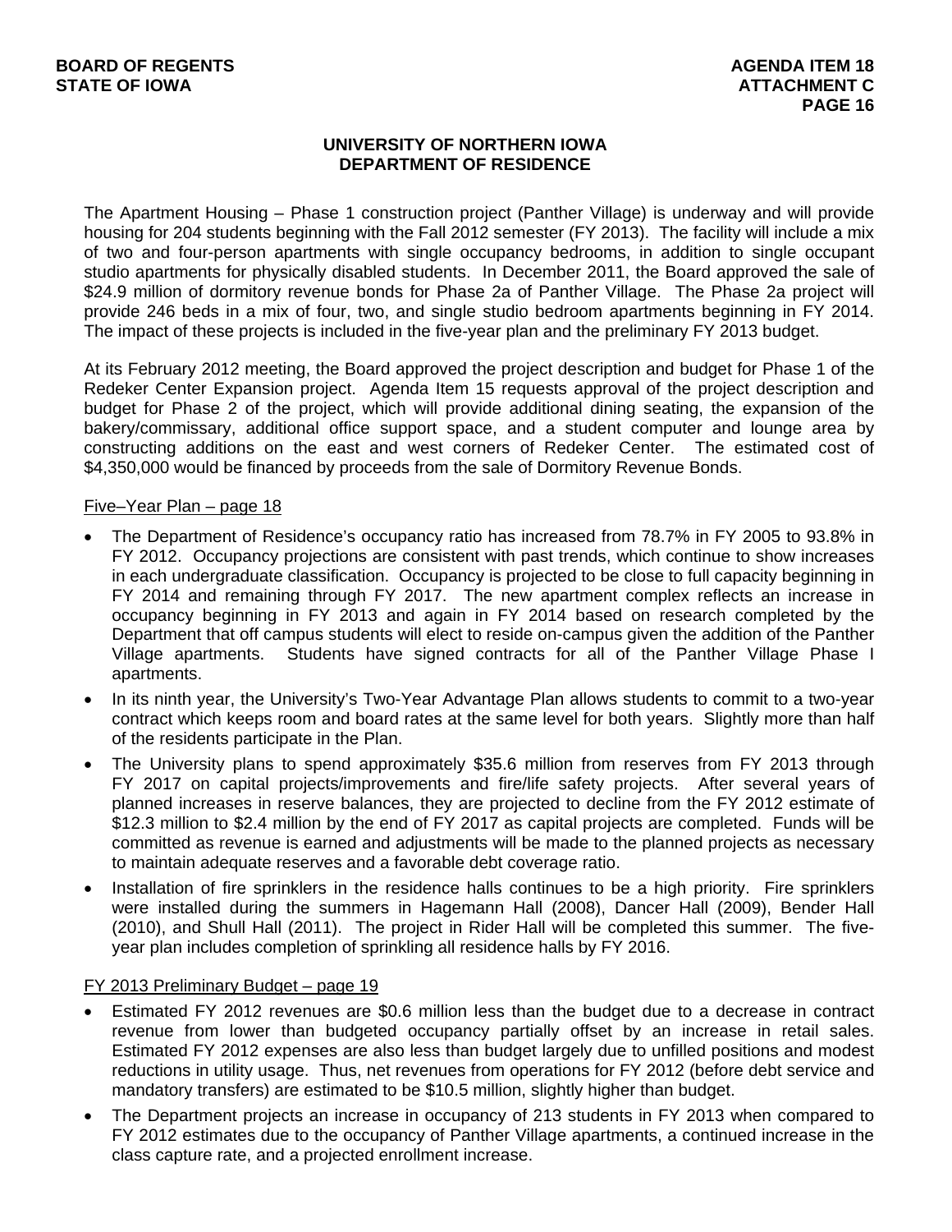## UNIVERSITY OF NORTHERN IOWA
## DEPARTMENT OF RESIDENCE

The Apartment Housing – Phase 1 construction project (Panther Village) is underway and will provide housing for 204 students beginning with the Fall 2012 semester (FY 2013). The facility will include a mix of two and four-person apartments with single occupancy bedrooms, in addition to single occupant studio apartments for physically disabled students. In December 2011, the Board approved the sale of $24.9 million of dormitory revenue bonds for Phase 2a of Panther Village. The Phase 2a project will provide 246 beds in a mix of four, two, and single studio bedroom apartments beginning in FY 2014. The impact of these projects is included in the five-year plan and the preliminary FY 2013 budget.

At its February 2012 meeting, the Board approved the project description and budget for Phase 1 of the Redeker Center Expansion project. Agenda Item 15 requests approval of the project description and budget for Phase 2 of the project, which will provide additional dining seating, the expansion of the bakery/commissary, additional office support space, and a student computer and lounge area by constructing additions on the east and west corners of Redeker Center. The estimated cost of $4,350,000 would be financed by proceeds from the sale of Dormitory Revenue Bonds.

Five–Year Plan – page 18

- The Department of Residence's occupancy ratio has increased from 78.7% in FY 2005 to 93.8% in FY 2012. Occupancy projections are consistent with past trends, which continue to show increases in each undergraduate classification. Occupancy is projected to be close to full capacity beginning in FY 2014 and remaining through FY 2017. The new apartment complex reflects an increase in occupancy beginning in FY 2013 and again in FY 2014 based on research completed by the Department that off campus students will elect to reside on-campus given the addition of the Panther Village apartments. Students have signed contracts for all of the Panther Village Phase I apartments.
- In its ninth year, the University's Two-Year Advantage Plan allows students to commit to a two-year contract which keeps room and board rates at the same level for both years. Slightly more than half of the residents participate in the Plan.
- The University plans to spend approximately $35.6 million from reserves from FY 2013 through FY 2017 on capital projects/improvements and fire/life safety projects. After several years of planned increases in reserve balances, they are projected to decline from the FY 2012 estimate of $12.3 million to $2.4 million by the end of FY 2017 as capital projects are completed. Funds will be committed as revenue is earned and adjustments will be made to the planned projects as necessary to maintain adequate reserves and a favorable debt coverage ratio.
- Installation of fire sprinklers in the residence halls continues to be a high priority. Fire sprinklers were installed during the summers in Hagemann Hall (2008), Dancer Hall (2009), Bender Hall (2010), and Shull Hall (2011). The project in Rider Hall will be completed this summer. The five-year plan includes completion of sprinkling all residence halls by FY 2016.

FY 2013 Preliminary Budget – page 19

- Estimated FY 2012 revenues are $0.6 million less than the budget due to a decrease in contract revenue from lower than budgeted occupancy partially offset by an increase in retail sales. Estimated FY 2012 expenses are also less than budget largely due to unfilled positions and modest reductions in utility usage. Thus, net revenues from operations for FY 2012 (before debt service and mandatory transfers) are estimated to be $10.5 million, slightly higher than budget.
- The Department projects an increase in occupancy of 213 students in FY 2013 when compared to FY 2012 estimates due to the occupancy of Panther Village apartments, a continued increase in the class capture rate, and a projected enrollment increase.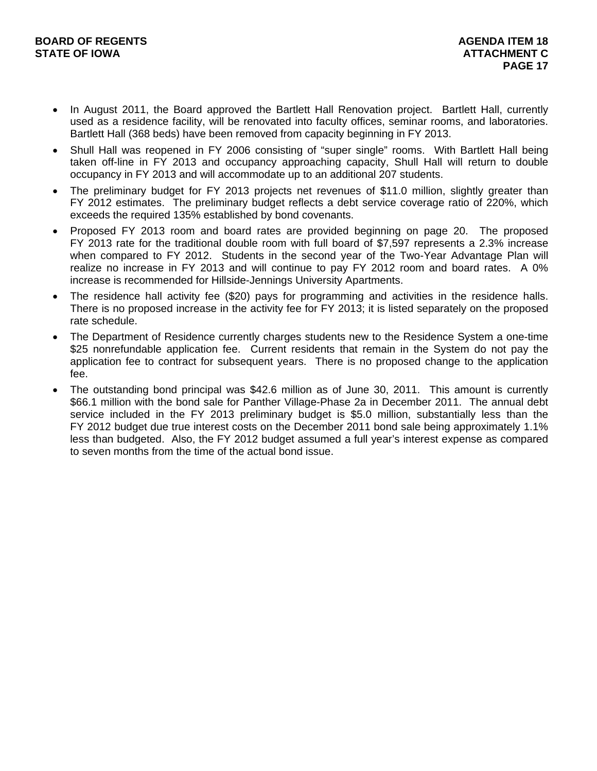- In August 2011, the Board approved the Bartlett Hall Renovation project. Bartlett Hall, currently used as a residence facility, will be renovated into faculty offices, seminar rooms, and laboratories. Bartlett Hall (368 beds) have been removed from capacity beginning in FY 2013.
- Shull Hall was reopened in FY 2006 consisting of "super single" rooms. With Bartlett Hall being taken off-line in FY 2013 and occupancy approaching capacity, Shull Hall will return to double occupancy in FY 2013 and will accommodate up to an additional 207 students.
- The preliminary budget for FY 2013 projects net revenues of $11.0 million, slightly greater than FY 2012 estimates. The preliminary budget reflects a debt service coverage ratio of 220%, which exceeds the required 135% established by bond covenants.
- Proposed FY 2013 room and board rates are provided beginning on page 20. The proposed FY 2013 rate for the traditional double room with full board of $7,597 represents a 2.3% increase when compared to FY 2012. Students in the second year of the Two-Year Advantage Plan will realize no increase in FY 2013 and will continue to pay FY 2012 room and board rates. A 0% increase is recommended for Hillside-Jennings University Apartments.
- The residence hall activity fee ($20) pays for programming and activities in the residence halls. There is no proposed increase in the activity fee for FY 2013; it is listed separately on the proposed rate schedule.
- The Department of Residence currently charges students new to the Residence System a one-time $25 nonrefundable application fee. Current residents that remain in the System do not pay the application fee to contract for subsequent years. There is no proposed change to the application fee.
- The outstanding bond principal was $42.6 million as of June 30, 2011. This amount is currently $66.1 million with the bond sale for Panther Village-Phase 2a in December 2011. The annual debt service included in the FY 2013 preliminary budget is $5.0 million, substantially less than the FY 2012 budget due true interest costs on the December 2011 bond sale being approximately 1.1% less than budgeted. Also, the FY 2012 budget assumed a full year's interest expense as compared to seven months from the time of the actual bond issue.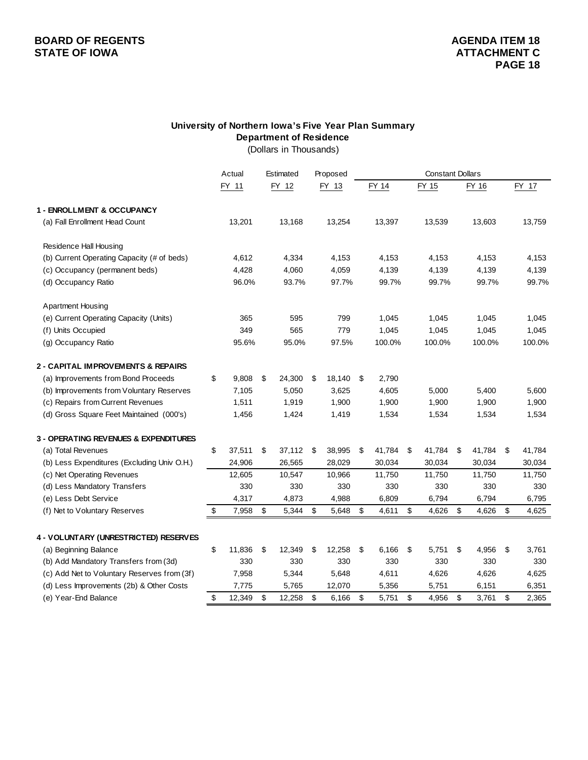**BOARD OF REGENTS**
**STATE OF IOWA**

**AGENDA ITEM 18**
**ATTACHMENT C**

## University of Northern Iowa's Five Year Plan Summary
### Department of Residence
(Dollars in Thousands)

| | Actual | Estimated | Proposed | Constant Dollars | | | |
|---|---|---|---|---|---|---|---|
| | FY 11 | FY 12 | FY 13 | FY 14 | FY 15 | FY 16 | FY 17 |
| **1 - ENROLLMENT & OCCUPANCY** | | | | | | | |
| (a) Fall Enrollment Head Count | 13,201 | 13,168 | 13,254 | 13,397 | 13,539 | 13,603 | 13,759 |
| Residence Hall Housing | | | | | | | |
| (b) Current Operating Capacity (# of beds) | 4,612 | 4,334 | 4,153 | 4,153 | 4,153 | 4,153 | 4,153 |
| (c) Occupancy (permanent beds) | 4,428 | 4,060 | 4,059 | 4,139 | 4,139 | 4,139 | 4,139 |
| (d) Occupancy Ratio | 96.0% | 93.7% | 97.7% | 99.7% | 99.7% | 99.7% | 99.7% |
| Apartment Housing | | | | | | | |
| (e) Current Operating Capacity (Units) | 365 | 595 | 799 | 1,045 | 1,045 | 1,045 | 1,045 |
| (f) Units Occupied | 349 | 565 | 779 | 1,045 | 1,045 | 1,045 | 1,045 |
| (g) Occupancy Ratio | 95.6% | 95.0% | 97.5% | 100.0% | 100.0% | 100.0% | 100.0% |
| **2 - CAPITAL IMPROVEMENTS & REPAIRS** | | | | | | | |
| (a) Improvements from Bond Proceeds | $ 9,808 | $ 24,300 | $ 18,140 | $ 2,790 | | | |
| (b) Improvements from Voluntary Reserves | 7,105 | 5,050 | 3,625 | 4,605 | 5,000 | 5,400 | 5,600 |
| (c) Repairs from Current Revenues | 1,511 | 1,919 | 1,900 | 1,900 | 1,900 | 1,900 | 1,900 |
| (d) Gross Square Feet Maintained (000's) | 1,456 | 1,424 | 1,419 | 1,534 | 1,534 | 1,534 | 1,534 |
| **3 - OPERATING REVENUES & EXPENDITURES** | | | | | | | |
| (a) Total Revenues | $ 37,511 | $ 37,112 | $ 38,995 | $ 41,784 | $ 41,784 | $ 41,784 | $ 41,784 |
| (b) Less Expenditures (Excluding Univ O.H.) | 24,906 | 26,565 | 28,029 | 30,034 | 30,034 | 30,034 | 30,034 |
| (c) Net Operating Revenues | 12,605 | 10,547 | 10,966 | 11,750 | 11,750 | 11,750 | 11,750 |
| (d) Less Mandatory Transfers | 330 | 330 | 330 | 330 | 330 | 330 | 330 |
| (e) Less Debt Service | 4,317 | 4,873 | 4,988 | 6,809 | 6,794 | 6,794 | 6,795 |
| (f) Net to Voluntary Reserves | $ 7,958 | $ 5,344 | $ 5,648 | $ 4,611 | $ 4,626 | $ 4,626 | $ 4,625 |
| **4 - VOLUNTARY (UNRESTRICTED) RESERVES** | | | | | | | |
| (a) Beginning Balance | $ 11,836 | $ 12,349 | $ 12,258 | $ 6,166 | $ 5,751 | $ 4,956 | $ 3,761 |
| (b) Add Mandatory Transfers from (3d) | 330 | 330 | 330 | 330 | 330 | 330 | 330 |
| (c) Add Net to Voluntary Reserves from (3f) | 7,958 | 5,344 | 5,648 | 4,611 | 4,626 | 4,626 | 4,625 |
| (d) Less Improvements (2b) & Other Costs | 7,775 | 5,765 | 12,070 | 5,356 | 5,751 | 6,151 | 6,351 |
| (e) Year-End Balance | $ 12,349 | $ 12,258 | $ 6,166 | $ 5,751 | $ 4,956 | $ 3,761 | $ 2,365 |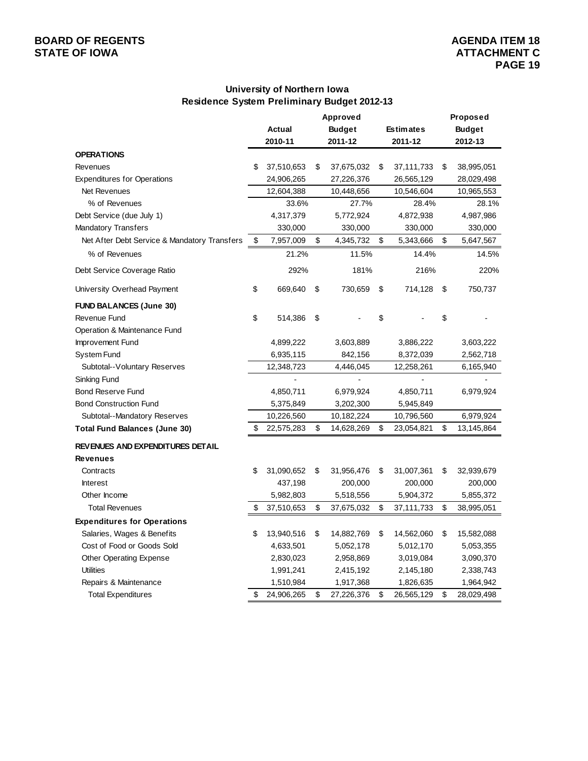**BOARD OF REGENTS**
**STATE OF IOWA**

**AGENDA ITEM 18**
**ATTACHMENT C**
**PAGE 19**

## University of Northern Iowa
## Residence System Preliminary Budget 2012-13

| | Actual 2010-11 | Approved Budget 2011-12 | Estimates 2011-12 | Proposed Budget 2012-13 |
|---|---|---|---|---|
| **OPERATIONS** | | | | |
| Revenues | $ 37,510,653 | $ 37,675,032 | $ 37,111,733 | $ 38,995,051 |
| Expenditures for Operations | 24,906,265 | 27,226,376 | 26,565,129 | 28,029,498 |
| Net Revenues | 12,604,388 | 10,448,656 | 10,546,604 | 10,965,553 |
| % of Revenues | 33.6% | 27.7% | 28.4% | 28.1% |
| Debt Service (due July 1) | 4,317,379 | 5,772,924 | 4,872,938 | 4,987,986 |
| Mandatory Transfers | 330,000 | 330,000 | 330,000 | 330,000 |
| Net After Debt Service & Mandatory Transfers | $ 7,957,009 | $ 4,345,732 | $ 5,343,666 | $ 5,647,567 |
| % of Revenues | 21.2% | 11.5% | 14.4% | 14.5% |
| Debt Service Coverage Ratio | 292% | 181% | 216% | 220% |
| University Overhead Payment | $ 669,640 | $ 730,659 | $ 714,128 | $ 750,737 |
| **FUND BALANCES (June 30)** | | | | |
| Revenue Fund | $ 514,386 | $ - | $ - | $ - |
| Operation & Maintenance Fund | | | | |
| Improvement Fund | 4,899,222 | 3,603,889 | 3,886,222 | 3,603,222 |
| System Fund | 6,935,115 | 842,156 | 8,372,039 | 2,562,718 |
| Subtotal--Voluntary Reserves | 12,348,723 | 4,446,045 | 12,258,261 | 6,165,940 |
| Sinking Fund | - | - | - | - |
| Bond Reserve Fund | 4,850,711 | 6,979,924 | 4,850,711 | 6,979,924 |
| Bond Construction Fund | 5,375,849 | 3,202,300 | 5,945,849 | |
| Subtotal--Mandatory Reserves | 10,226,560 | 10,182,224 | 10,796,560 | 6,979,924 |
| **Total Fund Balances (June 30)** | $ 22,575,283 | $ 14,628,269 | $ 23,054,821 | $ 13,145,864 |
| **REVENUES AND EXPENDITURES DETAIL** | | | | |
| **Revenues** | | | | |
| Contracts | $ 31,090,652 | $ 31,956,476 | $ 31,007,361 | $ 32,939,679 |
| Interest | 437,198 | 200,000 | 200,000 | 200,000 |
| Other Income | 5,982,803 | 5,518,556 | 5,904,372 | 5,855,372 |
| Total Revenues | $ 37,510,653 | $ 37,675,032 | $ 37,111,733 | $ 38,995,051 |
| **Expenditures for Operations** | | | | |
| Salaries, Wages & Benefits | $ 13,940,516 | $ 14,882,769 | $ 14,562,060 | $ 15,582,088 |
| Cost of Food or Goods Sold | 4,633,501 | 5,052,178 | 5,012,170 | 5,053,355 |
| Other Operating Expense | 2,830,023 | 2,958,869 | 3,019,084 | 3,090,370 |
| Utilities | 1,991,241 | 2,415,192 | 2,145,180 | 2,338,743 |
| Repairs & Maintenance | 1,510,984 | 1,917,368 | 1,826,635 | 1,964,942 |
| Total Expenditures | $ 24,906,265 | $ 27,226,376 | $ 26,565,129 | $ 28,029,498 |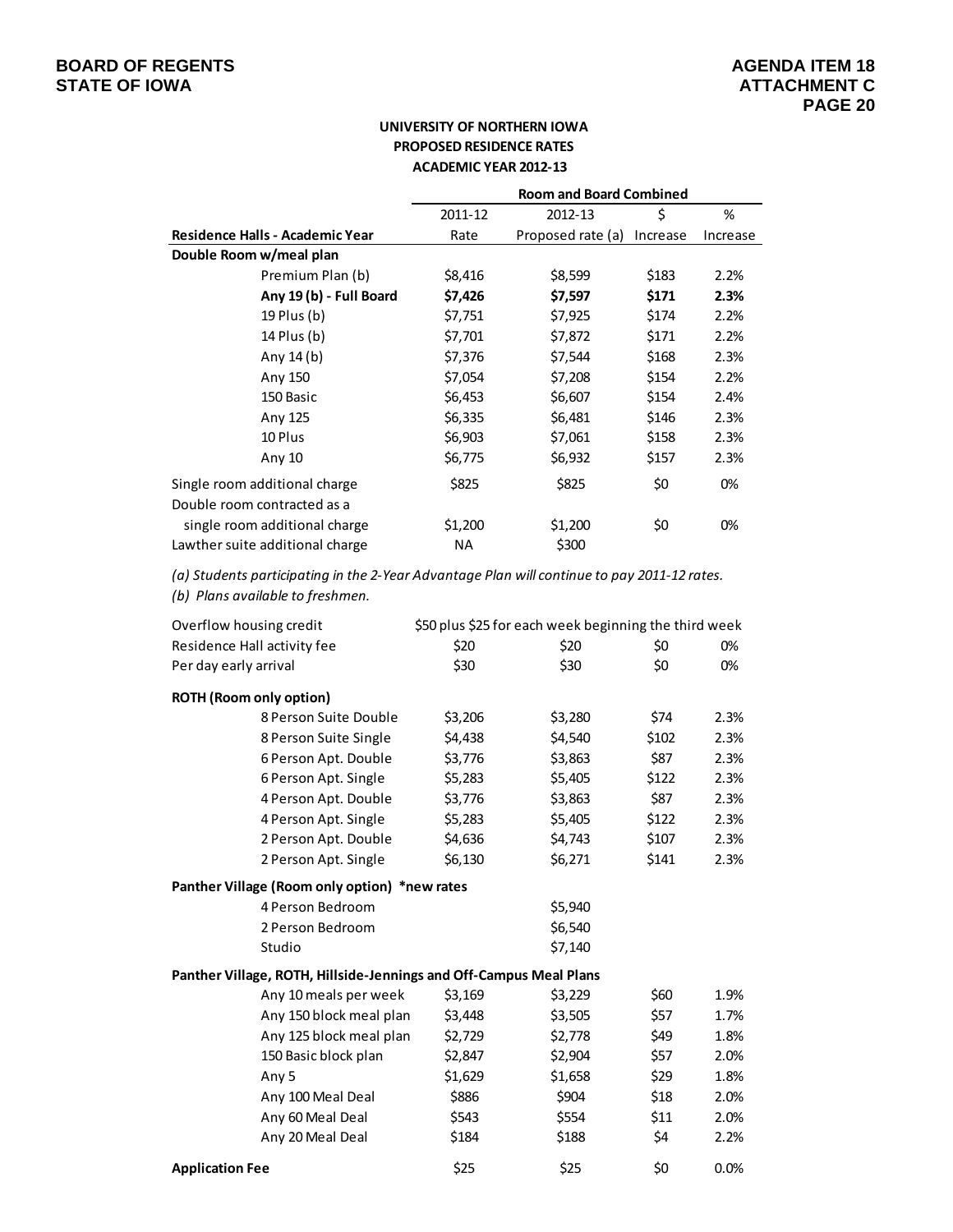**BOARD OF REGENTS**
**STATE OF IOWA**

**AGENDA ITEM 18**
**ATTACHMENT C**

**UNIVERSITY OF NORTHERN IOWA**
**PROPOSED RESIDENCE RATES**
**ACADEMIC YEAR 2012-13**

| | Room and Board Combined | | | |
|---|---|---|---|---|
| | 2011-12 | 2012-13 | $ | % |
| **Residence Halls - Academic Year** | Rate | Proposed rate (a) | Increase | Increase |
| **Double Room w/meal plan** | | | | |
| Premium Plan (b) | $8,416 | $8,599 | $183 | 2.2% |
| **Any 19 (b) - Full Board** | **$7,426** | **$7,597** | **$171** | **2.3%** |
| 19 Plus (b) | $7,751 | $7,925 | $174 | 2.2% |
| 14 Plus (b) | $7,701 | $7,872 | $171 | 2.2% |
| Any 14 (b) | $7,376 | $7,544 | $168 | 2.3% |
| Any 150 | $7,054 | $7,208 | $154 | 2.2% |
| 150 Basic | $6,453 | $6,607 | $154 | 2.4% |
| Any 125 | $6,335 | $6,481 | $146 | 2.3% |
| 10 Plus | $6,903 | $7,061 | $158 | 2.3% |
| Any 10 | $6,775 | $6,932 | $157 | 2.3% |
| Single room additional charge | $825 | $825 | $0 | 0% |
| Double room contracted as a single room additional charge | $1,200 | $1,200 | $0 | 0% |
| Lawther suite additional charge | NA | $300 | | |

*(a) Students participating in the 2-Year Advantage Plan will continue to pay 2011-12 rates.*
*(b) Plans available to freshmen.*

| | 2011-12 | 2012-13 | $ Increase | % Increase |
|---|---|---|---|---|
| Overflow housing credit | $50 plus $25 for each week beginning the third week | | | |
| Residence Hall activity fee | $20 | $20 | $0 | 0% |
| Per day early arrival | $30 | $30 | $0 | 0% |
| **ROTH (Room only option)** | | | | |
| 8 Person Suite Double | $3,206 | $3,280 | $74 | 2.3% |
| 8 Person Suite Single | $4,438 | $4,540 | $102 | 2.3% |
| 6 Person Apt. Double | $3,776 | $3,863 | $87 | 2.3% |
| 6 Person Apt. Single | $5,283 | $5,405 | $122 | 2.3% |
| 4 Person Apt. Double | $3,776 | $3,863 | $87 | 2.3% |
| 4 Person Apt. Single | $5,283 | $5,405 | $122 | 2.3% |
| 2 Person Apt. Double | $4,636 | $4,743 | $107 | 2.3% |
| 2 Person Apt. Single | $6,130 | $6,271 | $141 | 2.3% |
| **Panther Village (Room only option) \*new rates** | | | | |
| 4 Person Bedroom | | $5,940 | | |
| 2 Person Bedroom | | $6,540 | | |
| Studio | | $7,140 | | |
| **Panther Village, ROTH, Hillside-Jennings and Off-Campus Meal Plans** | | | | |
| Any 10 meals per week | $3,169 | $3,229 | $60 | 1.9% |
| Any 150 block meal plan | $3,448 | $3,505 | $57 | 1.7% |
| Any 125 block meal plan | $2,729 | $2,778 | $49 | 1.8% |
| 150 Basic block plan | $2,847 | $2,904 | $57 | 2.0% |
| Any 5 | $1,629 | $1,658 | $29 | 1.8% |
| Any 100 Meal Deal | $886 | $904 | $18 | 2.0% |
| Any 60 Meal Deal | $543 | $554 | $11 | 2.0% |
| Any 20 Meal Deal | $184 | $188 | $4 | 2.2% |
| **Application Fee** | $25 | $25 | $0 | 0.0% |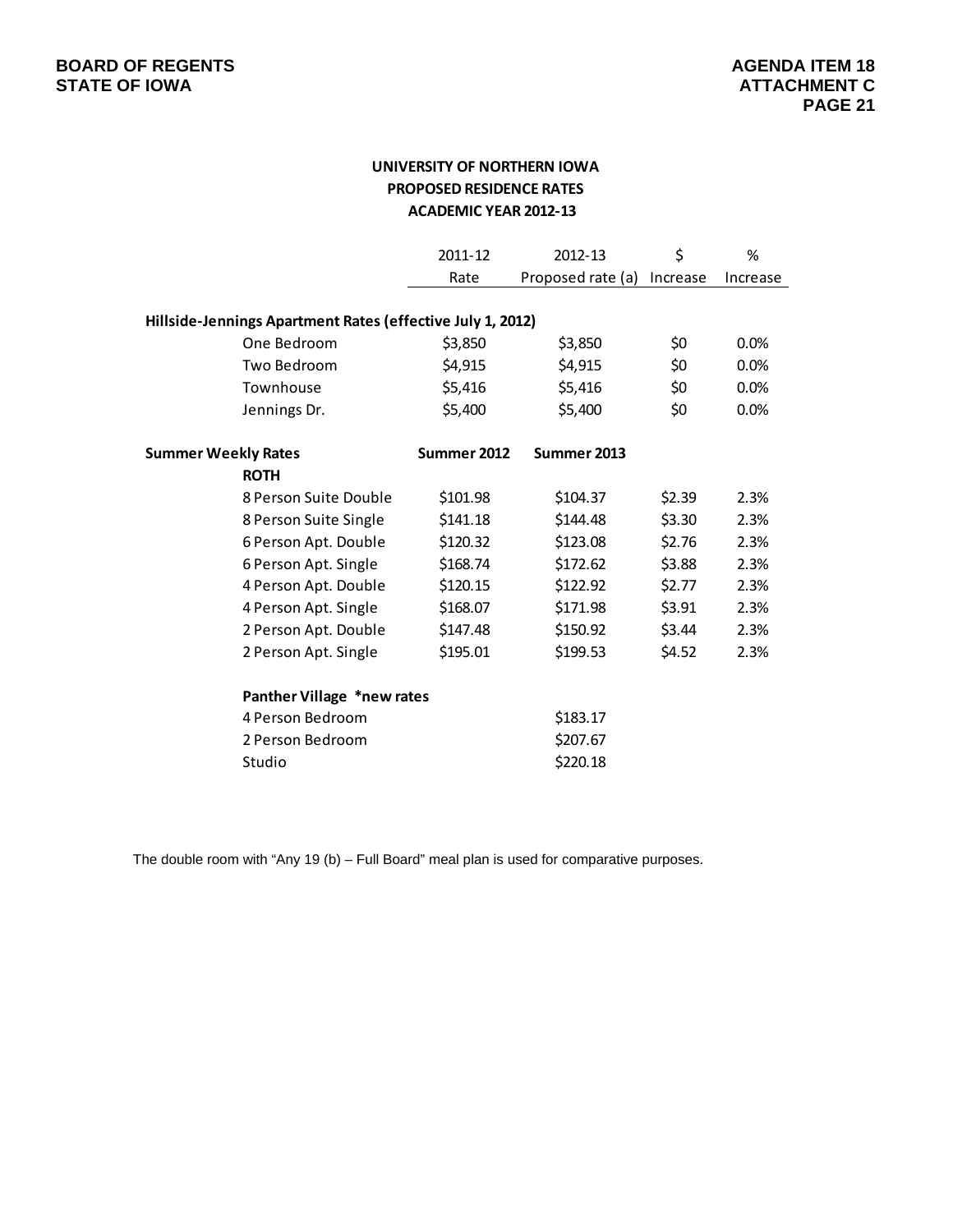UNIVERSITY OF NORTHERN IOWA
PROPOSED RESIDENCE RATES
ACADEMIC YEAR 2012-13

| | 2011-12 Rate | 2012-13 Proposed rate (a) | $ Increase | % Increase |
|---|---|---|---|---|
| **Hillside-Jennings Apartment Rates (effective July 1, 2012)** | | | | |
| One Bedroom | $3,850 | $3,850 | $0 | 0.0% |
| Two Bedroom | $4,915 | $4,915 | $0 | 0.0% |
| Townhouse | $5,416 | $5,416 | $0 | 0.0% |
| Jennings Dr. | $5,400 | $5,400 | $0 | 0.0% |
| **Summer Weekly Rates** | **Summer 2012** | **Summer 2013** | | |
| **ROTH** | | | | |
| 8 Person Suite Double | $101.98 | $104.37 | $2.39 | 2.3% |
| 8 Person Suite Single | $141.18 | $144.48 | $3.30 | 2.3% |
| 6 Person Apt. Double | $120.32 | $123.08 | $2.76 | 2.3% |
| 6 Person Apt. Single | $168.74 | $172.62 | $3.88 | 2.3% |
| 4 Person Apt. Double | $120.15 | $122.92 | $2.77 | 2.3% |
| 4 Person Apt. Single | $168.07 | $171.98 | $3.91 | 2.3% |
| 2 Person Apt. Double | $147.48 | $150.92 | $3.44 | 2.3% |
| 2 Person Apt. Single | $195.01 | $199.53 | $4.52 | 2.3% |
| **Panther Village \*new rates** | | | | |
| 4 Person Bedroom | | $183.17 | | |
| 2 Person Bedroom | | $207.67 | | |
| Studio | | $220.18 | | |

The double room with "Any 19 (b) – Full Board" meal plan is used for comparative purposes.